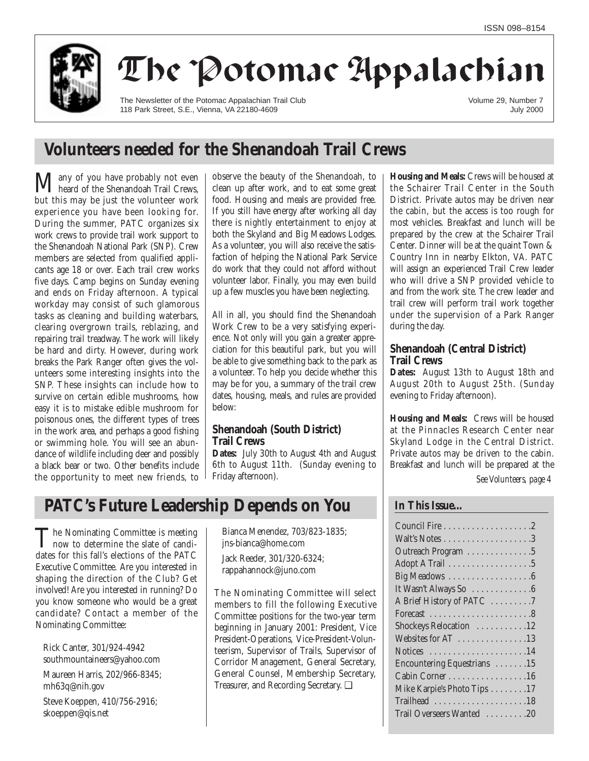ISSN 098–8154

# The Potomac Appalachian

The Newsletter of the Potomac Appalachian Trail Club
118 Park Street, S.E., Vienna, VA 22180-4609

Volume 29, Number 7
July 2000

## Volunteers needed for the Shenandoah Trail Crews

Many of you have probably not even heard of the Shenandoah Trail Crews, but this may be just the volunteer work experience you have been looking for. During the summer, PATC organizes six work crews to provide trail work support to the Shenandoah National Park (SNP). Crew members are selected from qualified applicants age 18 or over. Each trail crew works five days. Camp begins on Sunday evening and ends on Friday afternoon. A typical workday may consist of such glamorous tasks as cleaning and building waterbars, clearing overgrown trails, reblazing, and repairing trail treadway. The work will likely be hard and dirty. However, during work breaks the Park Ranger often gives the volunteers some interesting insights into the SNP. These insights can include how to survive on certain edible mushrooms, how easy it is to mistake edible mushroom for poisonous ones, the different types of trees in the work area, and perhaps a good fishing or swimming hole. You will see an abundance of wildlife including deer and possibly a black bear or two. Other benefits include the opportunity to meet new friends, to observe the beauty of the Shenandoah, to clean up after work, and to eat some great food. Housing and meals are provided free. If you still have energy after working all day there is nightly entertainment to enjoy at both the Skyland and Big Meadows Lodges. As a volunteer, you will also receive the satisfaction of helping the National Park Service do work that they could not afford without volunteer labor. Finally, you may even build up a few muscles you have been neglecting.

All in all, you should find the Shenandoah Work Crew to be a very satisfying experience. Not only will you gain a greater appreciation for this beautiful park, but you will be able to give something back to the park as a volunteer. To help you decide whether this may be for you, a summary of the trail crew dates, housing, meals, and rules are provided below:

### Shenandoah (South District) Trail Crews

**Dates:** July 30th to August 4th and August 6th to August 11th. (Sunday evening to Friday afternoon).

**Housing and Meals:** Crews will be housed at the Schairer Trail Center in the South District. Private autos may be driven near the cabin, but the access is too rough for most vehicles. Breakfast and lunch will be prepared by the crew at the Schairer Trail Center. Dinner will be at the quaint Town & Country Inn in nearby Elkton, VA. PATC will assign an experienced Trail Crew leader who will drive a SNP provided vehicle to and from the work site. The crew leader and trail crew will perform trail work together under the supervision of a Park Ranger during the day.

### Shenandoah (Central District) Trail Crews

**Dates:** August 13th to August 18th and August 20th to August 25th. (Sunday evening to Friday afternoon).

**Housing and Meals:** Crews will be housed at the Pinnacles Research Center near Skyland Lodge in the Central District. Private autos may be driven to the cabin. Breakfast and lunch will be prepared at the

*See Volunteers, page 4*

## PATC's Future Leadership Depends on You

The Nominating Committee is meeting now to determine the slate of candidates for this fall's elections of the PATC Executive Committee. Are you interested in shaping the direction of the Club? Get involved! Are you interested in running? Do you know someone who would be a great candidate? Contact a member of the Nominating Committee:

Rick Canter, 301/924-4942
southmountaineers@yahoo.com

Maureen Harris, 202/966-8345;
mh63q@nih.gov

Steve Koeppen, 410/756-2916;
skoeppen@qis.net

Bianca Menendez, 703/823-1835;
jns-bianca@home.com

Jack Reeder, 301/320-6324;
rappahannock@juno.com

The Nominating Committee will select members to fill the following Executive Committee positions for the two-year term beginning in January 2001: President, Vice President-Operations, Vice-President-Volunteerism, Supervisor of Trails, Supervisor of Corridor Management, General Secretary, General Counsel, Membership Secretary, Treasurer, and Recording Secretary. ❑

### In This Issue…

| | |
|---|---|
| Council Fire | 2 |
| Walt's Notes | 3 |
| Outreach Program | 5 |
| Adopt A Trail | 5 |
| Big Meadows | 6 |
| It Wasn't Always So | 6 |
| A Brief History of PATC | 7 |
| Forecast | 8 |
| Shockeys Relocation | 12 |
| Websites for AT | 13 |
| Notices | 14 |
| Encountering Equestrians | 15 |
| Cabin Corner | 16 |
| Mike Karpie's Photo Tips | 17 |
| Trailhead | 18 |
| Trail Overseers Wanted | 20 |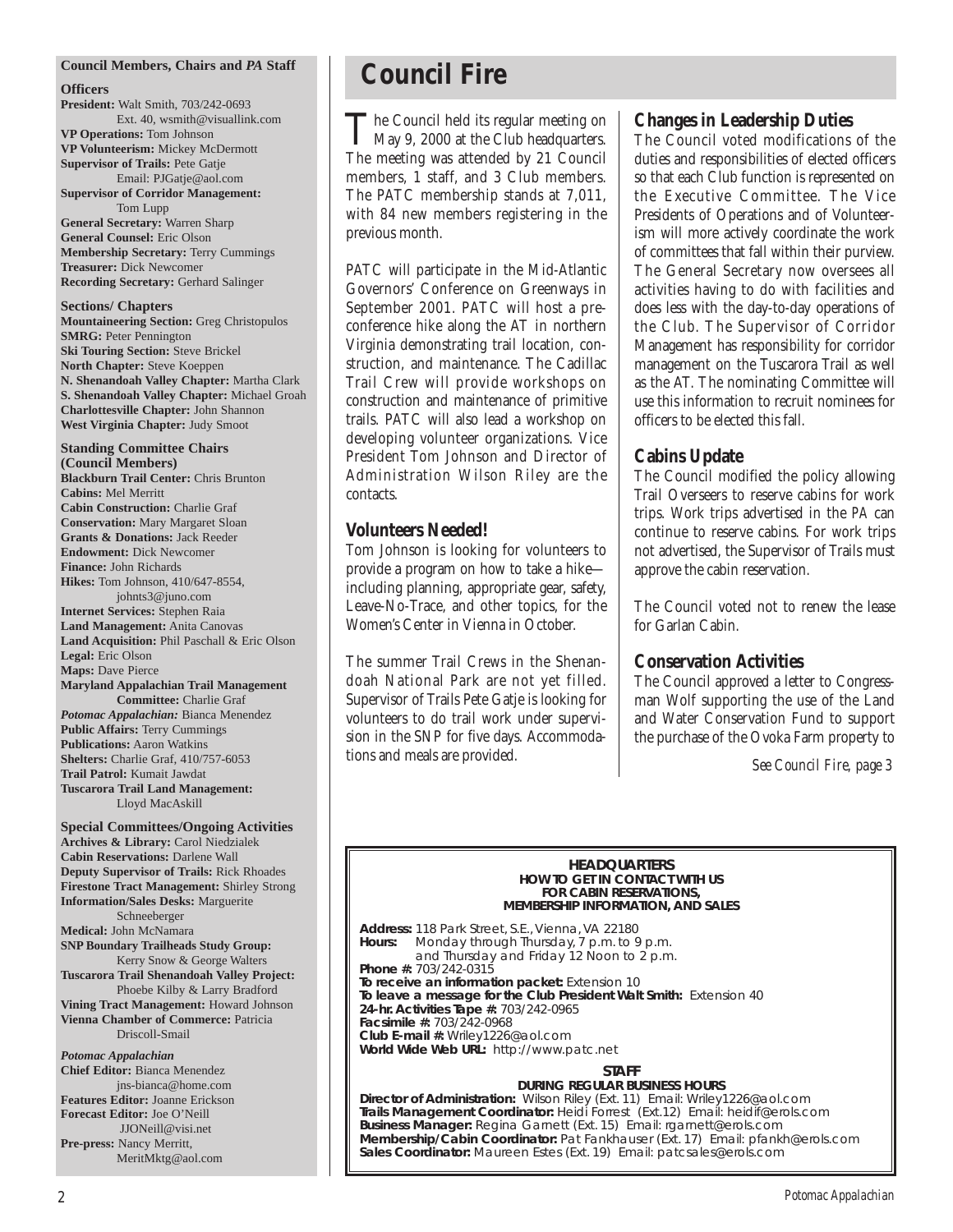## Council Members, Chairs and *PA* Staff

### Officers

**President:** Walt Smith, 703/242-0693 Ext. 40, wsmith@visuallink.com
**VP Operations:** Tom Johnson
**VP Volunteerism:** Mickey McDermott
**Supervisor of Trails:** Pete Gatje Email: PJGatje@aol.com
**Supervisor of Corridor Management:** Tom Lupp
**General Secretary:** Warren Sharp
**General Counsel:** Eric Olson
**Membership Secretary:** Terry Cummings
**Treasurer:** Dick Newcomer
**Recording Secretary:** Gerhard Salinger

### Sections/ Chapters

**Mountaineering Section:** Greg Christopulos
**SMRG:** Peter Pennington
**Ski Touring Section:** Steve Brickel
**North Chapter:** Steve Koeppen
**N. Shenandoah Valley Chapter:** Martha Clark
**S. Shenandoah Valley Chapter:** Michael Groah
**Charlottesville Chapter:** John Shannon
**West Virginia Chapter:** Judy Smoot

### Standing Committee Chairs (Council Members)

**Blackburn Trail Center:** Chris Brunton
**Cabins:** Mel Merritt
**Cabin Construction:** Charlie Graf
**Conservation:** Mary Margaret Sloan
**Grants & Donations:** Jack Reeder
**Endowment:** Dick Newcomer
**Finance:** John Richards
**Hikes:** Tom Johnson, 410/647-8554, johnts3@juno.com
**Internet Services:** Stephen Raia
**Land Management:** Anita Canovas
**Land Acquisition:** Phil Paschall & Eric Olson
**Legal:** Eric Olson
**Maps:** Dave Pierce
**Maryland Appalachian Trail Management Committee:** Charlie Graf
***Potomac Appalachian:*** Bianca Menendez
**Public Affairs:** Terry Cummings
**Publications:** Aaron Watkins
**Shelters:** Charlie Graf, 410/757-6053
**Trail Patrol:** Kumait Jawdat
**Tuscarora Trail Land Management:** Lloyd MacAskill

### Special Committees/Ongoing Activities

**Archives & Library:** Carol Niedzialek
**Cabin Reservations:** Darlene Wall
**Deputy Supervisor of Trails:** Rick Rhoades
**Firestone Tract Management:** Shirley Strong
**Information/Sales Desks:** Marguerite Schneeberger
**Medical:** John McNamara
**SNP Boundary Trailheads Study Group:** Kerry Snow & George Walters
**Tuscarora Trail Shenandoah Valley Project:** Phoebe Kilby & Larry Bradford
**Vining Tract Management:** Howard Johnson
**Vienna Chamber of Commerce:** Patricia Driscoll-Smail

### *Potomac Appalachian*

**Chief Editor:** Bianca Menendez jns-bianca@home.com
**Features Editor:** Joanne Erickson
**Forecast Editor:** Joe O'Neill JJONeill@visi.net
**Pre-press:** Nancy Merritt, MeritMktg@aol.com

# Council Fire

The Council held its regular meeting on May 9, 2000 at the Club headquarters. The meeting was attended by 21 Council members, 1 staff, and 3 Club members. The PATC membership stands at 7,011, with 84 new members registering in the previous month.

PATC will participate in the Mid-Atlantic Governors' Conference on Greenways in September 2001. PATC will host a pre-conference hike along the AT in northern Virginia demonstrating trail location, construction, and maintenance. The Cadillac Trail Crew will provide workshops on construction and maintenance of primitive trails. PATC will also lead a workshop on developing volunteer organizations. Vice President Tom Johnson and Director of Administration Wilson Riley are the contacts.

## Volunteers Needed!

Tom Johnson is looking for volunteers to provide a program on how to take a hike—including planning, appropriate gear, safety, Leave-No-Trace, and other topics, for the Women's Center in Vienna in October.

The summer Trail Crews in the Shenandoah National Park are not yet filled. Supervisor of Trails Pete Gatje is looking for volunteers to do trail work under supervision in the SNP for five days. Accommodations and meals are provided.

## Changes in Leadership Duties

The Council voted modifications of the duties and responsibilities of elected officers so that each Club function is represented on the Executive Committee. The Vice Presidents of Operations and of Volunteerism will more actively coordinate the work of committees that fall within their purview. The General Secretary now oversees all activities having to do with facilities and does less with the day-to-day operations of the Club. The Supervisor of Corridor Management has responsibility for corridor management on the Tuscarora Trail as well as the AT. The nominating Committee will use this information to recruit nominees for officers to be elected this fall.

## Cabins Update

The Council modified the policy allowing Trail Overseers to reserve cabins for work trips. Work trips advertised in the *PA* can continue to reserve cabins. For work trips not advertised, the Supervisor of Trails must approve the cabin reservation.

The Council voted not to renew the lease for Garlan Cabin.

## Conservation Activities

The Council approved a letter to Congressman Wolf supporting the use of the Land and Water Conservation Fund to support the purchase of the Ovoka Farm property to

*See Council Fire, page 3*

**HEADQUARTERS**
**HOW TO GET IN CONTACT WITH US**
**FOR CABIN RESERVATIONS, MEMBERSHIP INFORMATION, AND SALES**

**Address:** 118 Park Street, S.E., Vienna, VA 22180
**Hours:** Monday through Thursday, 7 p.m. to 9 p.m. and Thursday and Friday 12 Noon to 2 p.m.
**Phone #:** 703/242-0315
**To receive an information packet:** Extension 10
**To leave a message for the Club President Walt Smith:** Extension 40
**24-hr. Activities Tape #:** 703/242-0965
**Facsimile #:** 703/242-0968
**Club E-mail #:** Wriley1226@aol.com
**World Wide Web URL:** http://www.patc.net

**STAFF**
**DURING REGULAR BUSINESS HOURS**

**Director of Administration:** Wilson Riley (Ext. 11) Email: Wriley1226@aol.com
**Trails Management Coordinator:** Heidi Forrest (Ext.12) Email: heidif@erols.com
**Business Manager:** Regina Garnett (Ext. 15) Email: rgarnett@erols.com
**Membership/Cabin Coordinator:** Pat Fankhauser (Ext. 17) Email: pfankh@erols.com
**Sales Coordinator:** Maureen Estes (Ext. 19) Email: patcsales@erols.com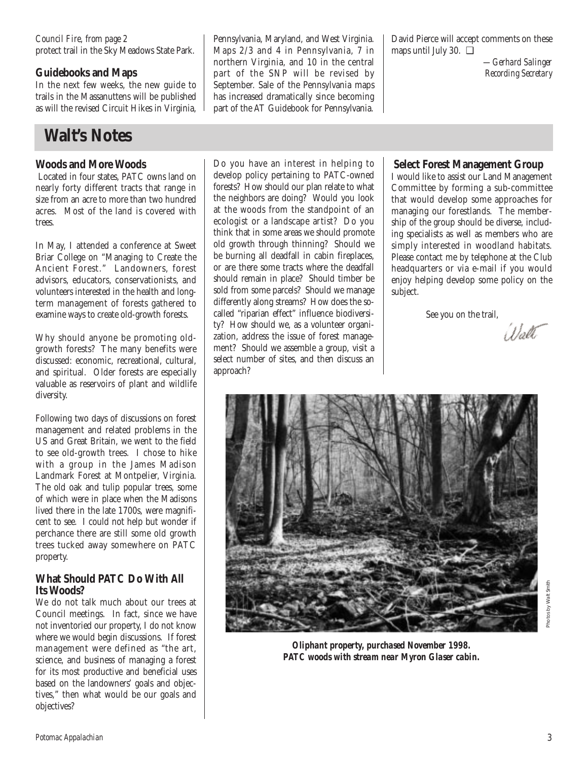*Council Fire, from page 2*
protect trail in the Sky Meadows State Park.

### Guidebooks and Maps

In the next few weeks, the new guide to trails in the Massanuttens will be published as will the revised Circuit Hikes in Virginia, Pennsylvania, Maryland, and West Virginia. Maps 2/3 and 4 in Pennsylvania, 7 in northern Virginia, and 10 in the central part of the SNP will be revised by September. Sale of the Pennsylvania maps has increased dramatically since becoming part of the AT Guidebook for Pennsylvania. David Pierce will accept comments on these maps until July 30. ❑

—*Gerhard Salinger*
*Recording Secretary*

## Walt's Notes

### Woods and More Woods

Located in four states, PATC owns land on nearly forty different tracts that range in size from an acre to more than two hundred acres. Most of the land is covered with trees.

In May, I attended a conference at Sweet Briar College on "Managing to Create the Ancient Forest." Landowners, forest advisors, educators, conservationists, and volunteers interested in the health and long-term management of forests gathered to examine ways to create old-growth forests.

Why should anyone be promoting old-growth forests? The many benefits were discussed: economic, recreational, cultural, and spiritual. Older forests are especially valuable as reservoirs of plant and wildlife diversity.

Following two days of discussions on forest management and related problems in the US and Great Britain, we went to the field to see old-growth trees. I chose to hike with a group in the James Madison Landmark Forest at Montpelier, Virginia. The old oak and tulip popular trees, some of which were in place when the Madisons lived there in the late 1700s, were magnificent to see. I could not help but wonder if perchance there are still some old growth trees tucked away somewhere on PATC property.

### What Should PATC Do With All Its Woods?

We do not talk much about our trees at Council meetings. In fact, since we have not inventoried our property, I do not know where we would begin discussions. If forest management were defined as "the art, science, and business of managing a forest for its most productive and beneficial uses based on the landowners' goals and objectives," then what would be our goals and objectives?

Do you have an interest in helping to develop policy pertaining to PATC-owned forests? How should our plan relate to what the neighbors are doing? Would you look at the woods from the standpoint of an ecologist or a landscape artist? Do you think that in some areas we should promote old growth through thinning? Should we be burning all deadfall in cabin fireplaces, or are there some tracts where the deadfall should remain in place? Should timber be sold from some parcels? Should we manage differently along streams? How does the so-called "riparian effect" influence biodiversity? How should we, as a volunteer organization, address the issue of forest management? Should we assemble a group, visit a select number of sites, and then discuss an approach?

### Select Forest Management Group

I would like to assist our Land Management Committee by forming a sub-committee that would develop some approaches for managing our forestlands. The membership of the group should be diverse, including specialists as well as members who are simply interested in woodland habitats. Please contact me by telephone at the Club headquarters or via e-mail if you would enjoy helping develop some policy on the subject.

See you on the trail,

Walt

*Photos by Walt Smith*

***Oliphant property, purchased November 1998. PATC woods with stream near Myron Glaser cabin.***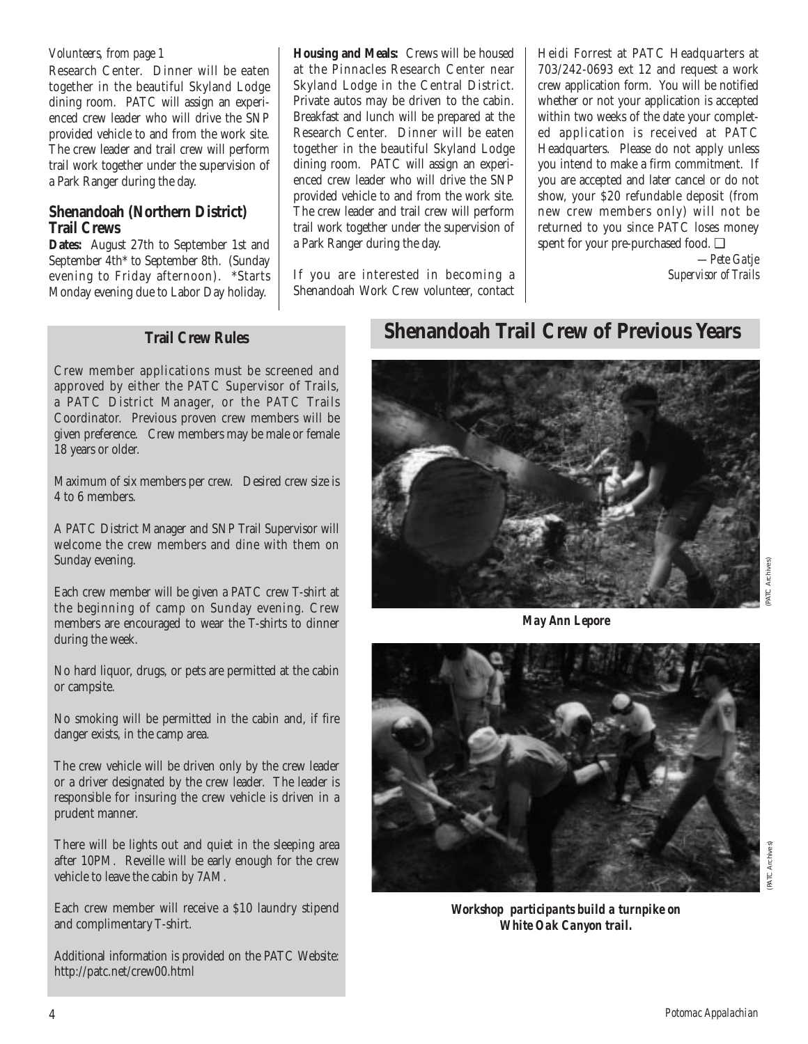*Volunteers, from page 1*

Research Center. Dinner will be eaten together in the beautiful Skyland Lodge dining room. PATC will assign an experienced crew leader who will drive the SNP provided vehicle to and from the work site. The crew leader and trail crew will perform trail work together under the supervision of a Park Ranger during the day.

## Shenandoah (Northern District) Trail Crews

**Dates:** August 27th to September 1st and September 4th* to September 8th. (Sunday evening to Friday afternoon). *Starts Monday evening due to Labor Day holiday.

**Housing and Meals:** Crews will be housed at the Pinnacles Research Center near Skyland Lodge in the Central District. Private autos may be driven to the cabin. Breakfast and lunch will be prepared at the Research Center. Dinner will be eaten together in the beautiful Skyland Lodge dining room. PATC will assign an experienced crew leader who will drive the SNP provided vehicle to and from the work site. The crew leader and trail crew will perform trail work together under the supervision of a Park Ranger during the day.

If you are interested in becoming a Shenandoah Work Crew volunteer, contact Heidi Forrest at PATC Headquarters at 703/242-0693 ext 12 and request a work crew application form. You will be notified whether or not your application is accepted within two weeks of the date your completed application is received at PATC Headquarters. Please do not apply unless you intend to make a firm commitment. If you are accepted and later cancel or do not show, your $20 refundable deposit (from new crew members only) will not be returned to you since PATC loses money spent for your pre-purchased food. ❑

*—Pete Gatje*
*Supervisor of Trails*

### Trail Crew Rules

Crew member applications must be screened and approved by either the PATC Supervisor of Trails, a PATC District Manager, or the PATC Trails Coordinator. Previous proven crew members will be given preference. Crew members may be male or female 18 years or older.

Maximum of six members per crew. Desired crew size is 4 to 6 members.

A PATC District Manager and SNP Trail Supervisor will welcome the crew members and dine with them on Sunday evening.

Each crew member will be given a PATC crew T-shirt at the beginning of camp on Sunday evening. Crew members are encouraged to wear the T-shirts to dinner during the week.

No hard liquor, drugs, or pets are permitted at the cabin or campsite.

No smoking will be permitted in the cabin and, if fire danger exists, in the camp area.

The crew vehicle will be driven only by the crew leader or a driver designated by the crew leader. The leader is responsible for insuring the crew vehicle is driven in a prudent manner.

There will be lights out and quiet in the sleeping area after 10PM. Reveille will be early enough for the crew vehicle to leave the cabin by 7AM.

Each crew member will receive a $10 laundry stipend and complimentary T-shirt.

Additional information is provided on the PATC Website: http://patc.net/crew00.html

## Shenandoah Trail Crew of Previous Years

(PATC Archives)

***May Ann Lepore***

(PATC Archives)

***Workshop participants build a turnpike on White Oak Canyon trail.***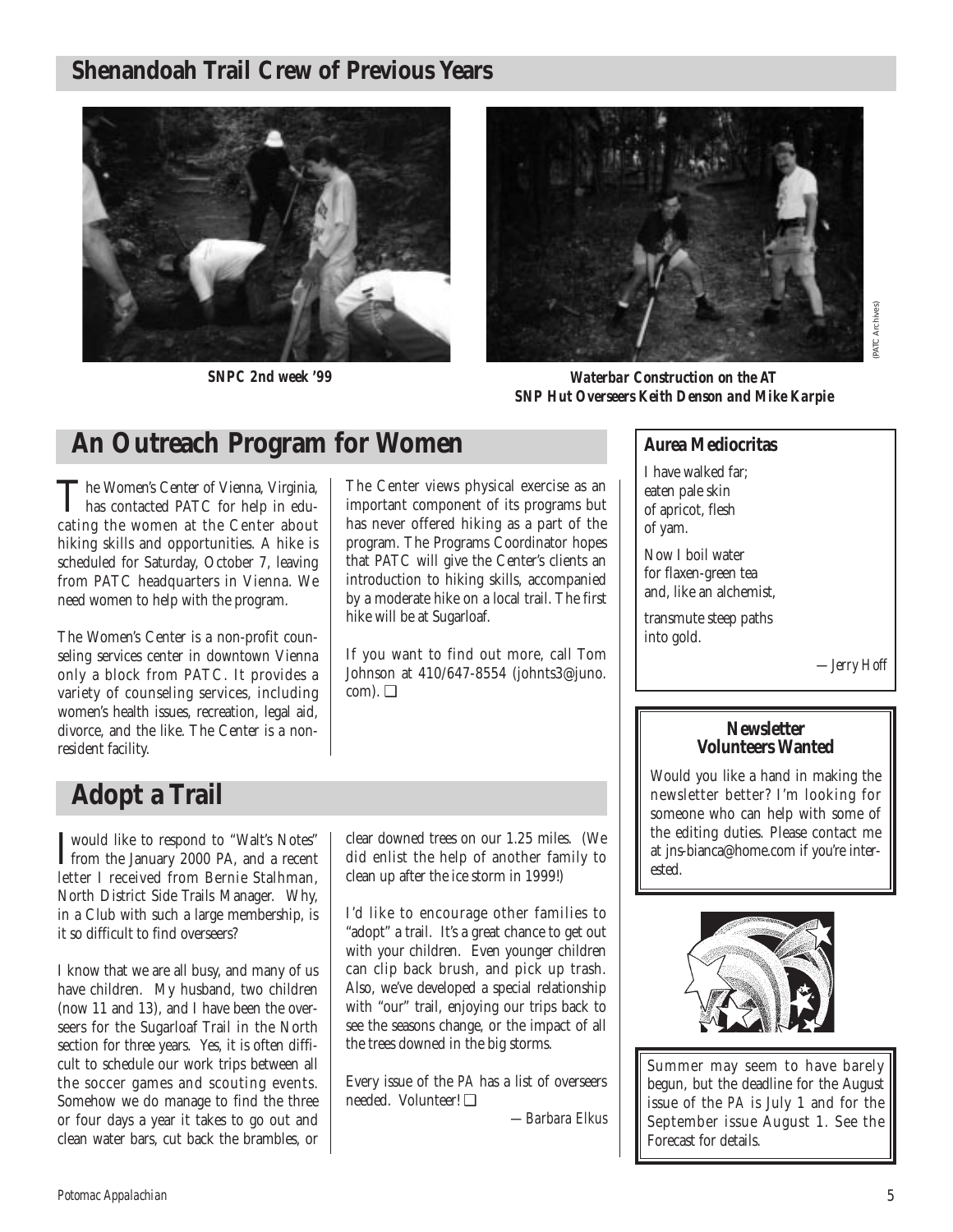## Shenandoah Trail Crew of Previous Years

SNPC 2nd week '99

Waterbar Construction on the AT
SNP Hut Overseers Keith Denson and Mike Karpie

(PATC Archives)

## An Outreach Program for Women

The Women's Center of Vienna, Virginia, has contacted PATC for help in educating the women at the Center about hiking skills and opportunities. A hike is scheduled for Saturday, October 7, leaving from PATC headquarters in Vienna. We need women to help with the program.

The Women's Center is a non-profit counseling services center in downtown Vienna only a block from PATC. It provides a variety of counseling services, including women's health issues, recreation, legal aid, divorce, and the like. The Center is a nonresident facility.

The Center views physical exercise as an important component of its programs but has never offered hiking as a part of the program. The Programs Coordinator hopes that PATC will give the Center's clients an introduction to hiking skills, accompanied by a moderate hike on a local trail. The first hike will be at Sugarloaf.

If you want to find out more, call Tom Johnson at 410/647-8554 (johnts3@juno.com). ❑

### Aurea Mediocritas

I have walked far;
eaten pale skin
of apricot, flesh
of yam.

Now I boil water
for flaxen-green tea
and, like an alchemist,

transmute steep paths
into gold.

—*Jerry Hoff*

## Adopt a Trail

I would like to respond to "Walt's Notes" from the January 2000 PA, and a recent letter I received from Bernie Stalhman, North District Side Trails Manager. Why, in a Club with such a large membership, is it so difficult to find overseers?

I know that we are all busy, and many of us have children. My husband, two children (now 11 and 13), and I have been the overseers for the Sugarloaf Trail in the North section for three years. Yes, it is often difficult to schedule our work trips between all the soccer games and scouting events. Somehow we do manage to find the three or four days a year it takes to go out and clean water bars, cut back the brambles, or clear downed trees on our 1.25 miles. (We did enlist the help of another family to clean up after the ice storm in 1999!)

I'd like to encourage other families to "adopt" a trail. It's a great chance to get out with your children. Even younger children can clip back brush, and pick up trash. Also, we've developed a special relationship with "our" trail, enjoying our trips back to see the seasons change, or the impact of all the trees downed in the big storms.

Every issue of the *PA* has a list of overseers needed. Volunteer! ❑

—*Barbara Elkus*

### Newsletter Volunteers Wanted

Would you like a hand in making the newsletter better? I'm looking for someone who can help with some of the editing duties. Please contact me at jns-bianca@home.com if you're interested.

Summer may seem to have barely begun, but the deadline for the August issue of the *PA* is July 1 and for the September issue August 1. See the Forecast for details.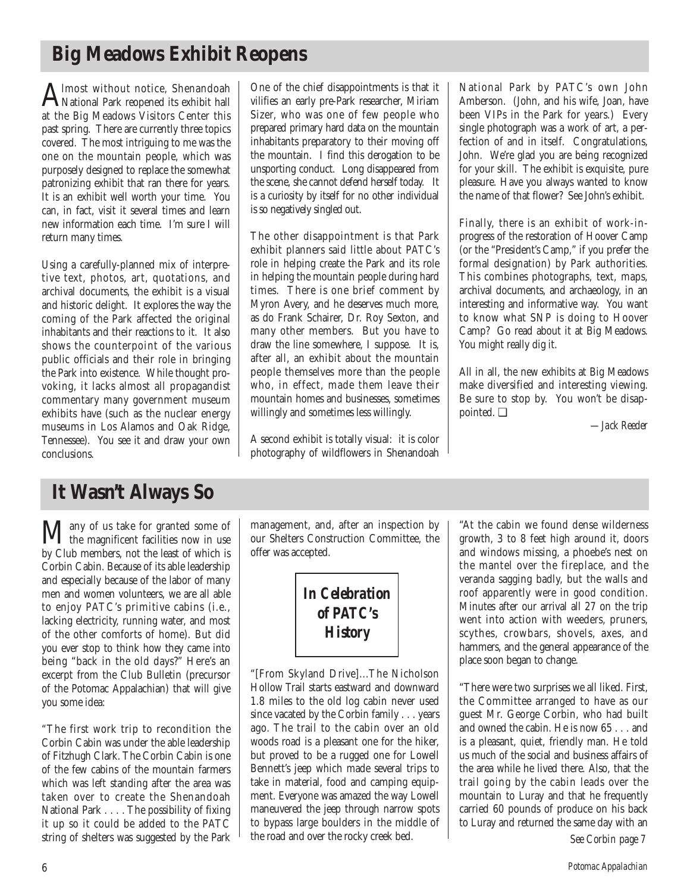## Big Meadows Exhibit Reopens

Almost without notice, Shenandoah National Park reopened its exhibit hall at the Big Meadows Visitors Center this past spring. There are currently three topics covered. The most intriguing to me was the one on the mountain people, which was purposely designed to replace the somewhat patronizing exhibit that ran there for years. It is an exhibit well worth your time. You can, in fact, visit it several times and learn new information each time. I'm sure I will return many times.

Using a carefully-planned mix of interpretive text, photos, art, quotations, and archival documents, the exhibit is a visual and historic delight. It explores the way the coming of the Park affected the original inhabitants and their reactions to it. It also shows the counterpoint of the various public officials and their role in bringing the Park into existence. While thought provoking, it lacks almost all propagandist commentary many government museum exhibits have (such as the nuclear energy museums in Los Alamos and Oak Ridge, Tennessee). You see it and draw your own conclusions.

One of the chief disappointments is that it vilifies an early pre-Park researcher, Miriam Sizer, who was one of few people who prepared primary hard data on the mountain inhabitants preparatory to their moving off the mountain. I find this derogation to be unsporting conduct. Long disappeared from the scene, she cannot defend herself today. It is a curiosity by itself for no other individual is so negatively singled out.

The other disappointment is that Park exhibit planners said little about PATC's role in helping create the Park and its role in helping the mountain people during hard times. There is one brief comment by Myron Avery, and he deserves much more, as do Frank Schairer, Dr. Roy Sexton, and many other members. But you have to draw the line somewhere, I suppose. It is, after all, an exhibit about the mountain people themselves more than the people who, in effect, made them leave their mountain homes and businesses, sometimes willingly and sometimes less willingly.

A second exhibit is totally visual: it is color photography of wildflowers in Shenandoah National Park by PATC's own John Amberson. (John, and his wife, Joan, have been VIPs in the Park for years.) Every single photograph was a work of art, a perfection of and in itself. Congratulations, John. We're glad you are being recognized for your skill. The exhibit is exquisite, pure pleasure. Have you always wanted to know the name of that flower? See John's exhibit.

Finally, there is an exhibit of work-in-progress of the restoration of Hoover Camp (or the "President's Camp," if you prefer the formal designation) by Park authorities. This combines photographs, text, maps, archival documents, and archaeology, in an interesting and informative way. You want to know what SNP is doing to Hoover Camp? Go read about it at Big Meadows. You might really dig it.

All in all, the new exhibits at Big Meadows make diversified and interesting viewing. Be sure to stop by. You won't be disappointed. ❑

*—Jack Reeder*

## It Wasn't Always So

Many of us take for granted some of the magnificent facilities now in use by Club members, not the least of which is Corbin Cabin. Because of its able leadership and especially because of the labor of many men and women volunteers, we are all able to enjoy PATC's primitive cabins (i.e., lacking electricity, running water, and most of the other comforts of home). But did you ever stop to think how they came into being "back in the old days?" Here's an excerpt from the Club Bulletin (precursor of the Potomac Appalachian) that will give you some idea:

"The first work trip to recondition the Corbin Cabin was under the able leadership of Fitzhugh Clark. The Corbin Cabin is one of the few cabins of the mountain farmers which was left standing after the area was taken over to create the Shenandoah National Park . . . . The possibility of fixing it up so it could be added to the PATC string of shelters was suggested by the Park management, and, after an inspection by our Shelters Construction Committee, the offer was accepted.

***In Celebration of PATC's History***

"[From Skyland Drive]...The Nicholson Hollow Trail starts eastward and downward 1.8 miles to the old log cabin never used since vacated by the Corbin family . . . years ago. The trail to the cabin over an old woods road is a pleasant one for the hiker, but proved to be a rugged one for Lowell Bennett's jeep which made several trips to take in material, food and camping equipment. Everyone was amazed the way Lowell maneuvered the jeep through narrow spots to bypass large boulders in the middle of the road and over the rocky creek bed.

"At the cabin we found dense wilderness growth, 3 to 8 feet high around it, doors and windows missing, a phoebe's nest on the mantel over the fireplace, and the veranda sagging badly, but the walls and roof apparently were in good condition. Minutes after our arrival all 27 on the trip went into action with weeders, pruners, scythes, crowbars, shovels, axes, and hammers, and the general appearance of the place soon began to change.

"There were two surprises we all liked. First, the Committee arranged to have as our guest Mr. George Corbin, who had built and owned the cabin. He is now 65 . . . and is a pleasant, quiet, friendly man. He told us much of the social and business affairs of the area while he lived there. Also, that the trail going by the cabin leads over the mountain to Luray and that he frequently carried 60 pounds of produce on his back to Luray and returned the same day with an

*See Corbin page 7*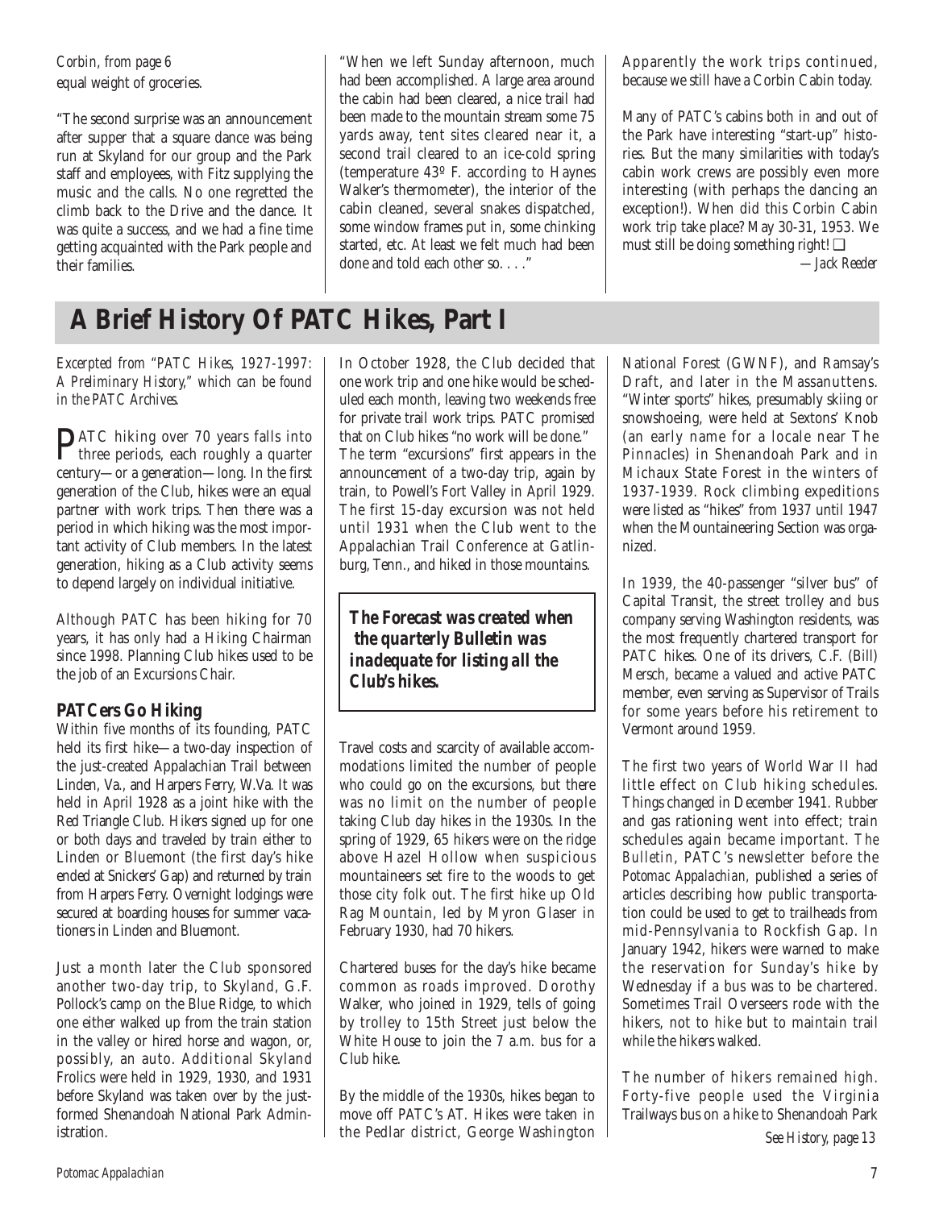*Corbin, from page 6*

equal weight of groceries.

"The second surprise was an announcement after supper that a square dance was being run at Skyland for our group and the Park staff and employees, with Fitz supplying the music and the calls. No one regretted the climb back to the Drive and the dance. It was quite a success, and we had a fine time getting acquainted with the Park people and their families.

"When we left Sunday afternoon, much had been accomplished. A large area around the cabin had been cleared, a nice trail had been made to the mountain stream some 75 yards away, tent sites cleared near it, a second trail cleared to an ice-cold spring (temperature 43º F. according to Haynes Walker's thermometer), the interior of the cabin cleaned, several snakes dispatched, some window frames put in, some chinking started, etc. At least we felt much had been done and told each other so. . . ."

Apparently the work trips continued, because we still have a Corbin Cabin today.

Many of PATC's cabins both in and out of the Park have interesting "start-up" histories. But the many similarities with today's cabin work crews are possibly even more interesting (with perhaps the dancing an exception!). When did this Corbin Cabin work trip take place? May 30-31, 1953. We must still be doing something right! ❑

*—Jack Reeder*

# A Brief History Of PATC Hikes, Part I

*Excerpted from "PATC Hikes, 1927-1997: A Preliminary History," which can be found in the PATC Archives.*

PATC hiking over 70 years falls into three periods, each roughly a quarter century—or a generation—long. In the first generation of the Club, hikes were an equal partner with work trips. Then there was a period in which hiking was the most important activity of Club members. In the latest generation, hiking as a Club activity seems to depend largely on individual initiative.

Although PATC has been hiking for 70 years, it has only had a Hiking Chairman since 1998. Planning Club hikes used to be the job of an Excursions Chair.

## PATCers Go Hiking

Within five months of its founding, PATC held its first hike—a two-day inspection of the just-created Appalachian Trail between Linden, Va., and Harpers Ferry, W.Va. It was held in April 1928 as a joint hike with the Red Triangle Club. Hikers signed up for one or both days and traveled by train either to Linden or Bluemont (the first day's hike ended at Snickers' Gap) and returned by train from Harpers Ferry. Overnight lodgings were secured at boarding houses for summer vacationers in Linden and Bluemont.

Just a month later the Club sponsored another two-day trip, to Skyland, G.F. Pollock's camp on the Blue Ridge, to which one either walked up from the train station in the valley or hired horse and wagon, or, possibly, an auto. Additional Skyland Frolics were held in 1929, 1930, and 1931 before Skyland was taken over by the just-formed Shenandoah National Park Administration.

In October 1928, the Club decided that one work trip and one hike would be scheduled each month, leaving two weekends free for private trail work trips. PATC promised that on Club hikes "no work will be done." The term "excursions" first appears in the announcement of a two-day trip, again by train, to Powell's Fort Valley in April 1929. The first 15-day excursion was not held until 1931 when the Club went to the Appalachian Trail Conference at Gatlinburg, Tenn., and hiked in those mountains.

***The Forecast was created when the quarterly Bulletin was inadequate for listing all the Club's hikes.***

Travel costs and scarcity of available accommodations limited the number of people who could go on the excursions, but there was no limit on the number of people taking Club day hikes in the 1930s. In the spring of 1929, 65 hikers were on the ridge above Hazel Hollow when suspicious mountaineers set fire to the woods to get those city folk out. The first hike up Old Rag Mountain, led by Myron Glaser in February 1930, had 70 hikers.

Chartered buses for the day's hike became common as roads improved. Dorothy Walker, who joined in 1929, tells of going by trolley to 15th Street just below the White House to join the 7 a.m. bus for a Club hike.

By the middle of the 1930s, hikes began to move off PATC's AT. Hikes were taken in the Pedlar district, George Washington National Forest (GWNF), and Ramsay's Draft, and later in the Massanuttens. "Winter sports" hikes, presumably skiing or snowshoeing, were held at Sextons' Knob (an early name for a locale near The Pinnacles) in Shenandoah Park and in Michaux State Forest in the winters of 1937-1939. Rock climbing expeditions were listed as "hikes" from 1937 until 1947 when the Mountaineering Section was organized.

In 1939, the 40-passenger "silver bus" of Capital Transit, the street trolley and bus company serving Washington residents, was the most frequently chartered transport for PATC hikes. One of its drivers, C.F. (Bill) Mersch, became a valued and active PATC member, even serving as Supervisor of Trails for some years before his retirement to Vermont around 1959.

The first two years of World War II had little effect on Club hiking schedules. Things changed in December 1941. Rubber and gas rationing went into effect; train schedules again became important. *The Bulletin*, PATC's newsletter before the *Potomac Appalachian*, published a series of articles describing how public transportation could be used to get to trailheads from mid-Pennsylvania to Rockfish Gap. In January 1942, hikers were warned to make the reservation for Sunday's hike by Wednesday if a bus was to be chartered. Sometimes Trail Overseers rode with the hikers, not to hike but to maintain trail while the hikers walked.

The number of hikers remained high. Forty-five people used the Virginia Trailways bus on a hike to Shenandoah Park

*See History, page 13*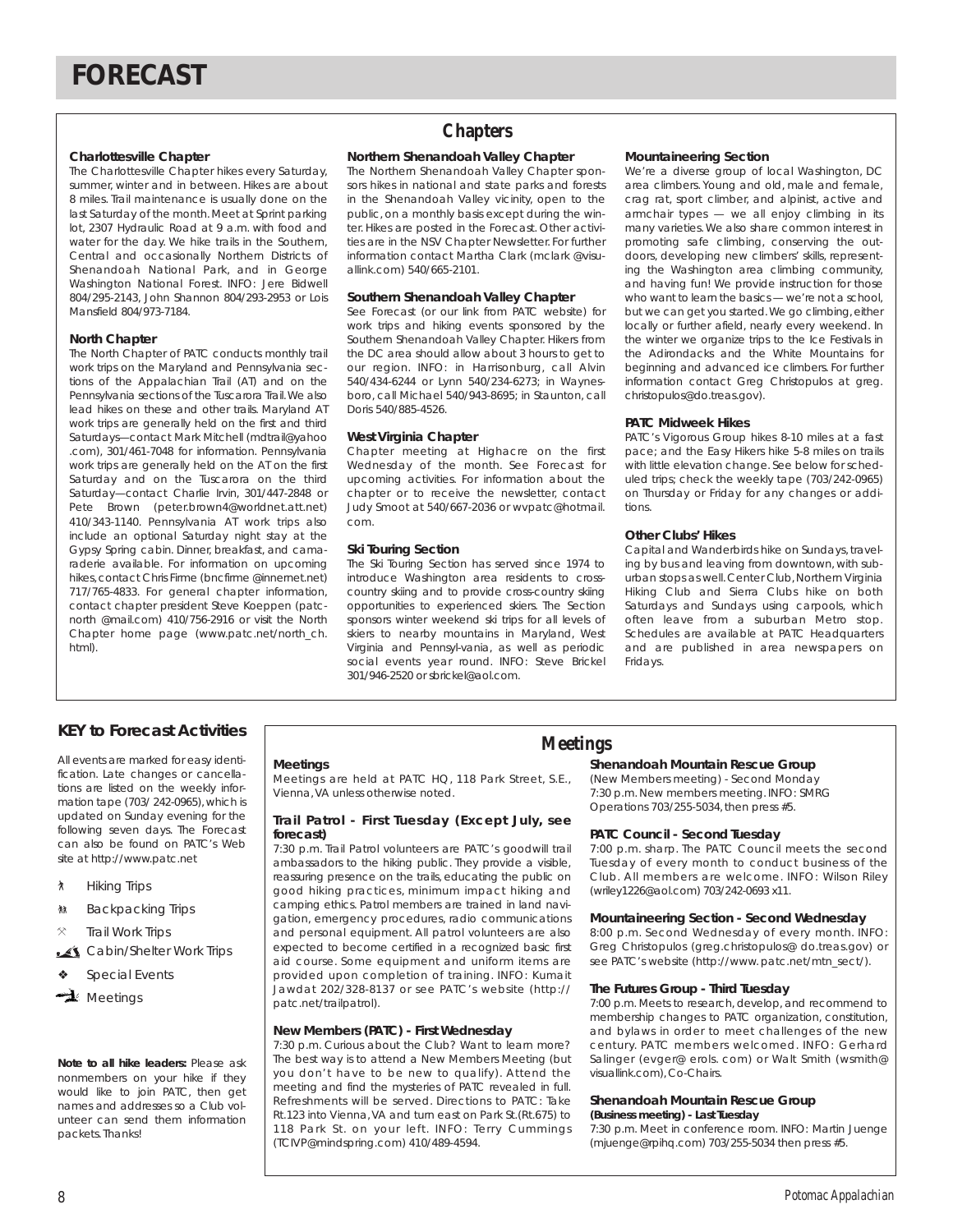# FORECAST

## Chapters

### Charlottesville Chapter

The Charlottesville Chapter hikes every Saturday, summer, winter and in between. Hikes are about 8 miles. Trail maintenance is usually done on the last Saturday of the month. Meet at Sprint parking lot, 2307 Hydraulic Road at 9 a.m. with food and water for the day. We hike trails in the Southern, Central and occasionally Northern Districts of Shenandoah National Park, and in George Washington National Forest. INFO: Jere Bidwell 804/295-2143, John Shannon 804/293-2953 or Lois Mansfield 804/973-7184.

### North Chapter

The North Chapter of PATC conducts monthly trail work trips on the Maryland and Pennsylvania sections of the Appalachian Trail (AT) and on the Pennsylvania sections of the Tuscarora Trail. We also lead hikes on these and other trails. Maryland AT work trips are generally held on the first and third Saturdays—contact Mark Mitchell (mdtrail@yahoo .com), 301/461-7048 for information. Pennsylvania work trips are generally held on the AT on the first Saturday and on the Tuscarora on the third Saturday—contact Charlie Irvin, 301/447-2848 or Pete Brown (peter.brown4@worldnet.att.net) 410/343-1140. Pennsylvania AT work trips also include an optional Saturday night stay at the Gypsy Spring cabin. Dinner, breakfast, and camaraderie available. For information on upcoming hikes, contact Chris Firme (bncfirme @innernet.net) 717/765-4833. For general chapter information, contact chapter president Steve Koeppen (patc-north @mail.com) 410/756-2916 or visit the North Chapter home page (www.patc.net/north_ch. html).

### Northern Shenandoah Valley Chapter

The Northern Shenandoah Valley Chapter sponsors hikes in national and state parks and forests in the Shenandoah Valley vicinity, open to the public, on a monthly basis except during the winter. Hikes are posted in the Forecast. Other activities are in the NSV Chapter Newsletter. For further information contact Martha Clark (mclark @visuallink.com) 540/665-2101.

### Southern Shenandoah Valley Chapter

See Forecast (or our link from PATC website) for work trips and hiking events sponsored by the Southern Shenandoah Valley Chapter. Hikers from the DC area should allow about 3 hours to get to our region. INFO: in Harrisonburg, call Alvin 540/434-6244 or Lynn 540/234-6273; in Waynesboro, call Michael 540/943-8695; in Staunton, call Doris 540/885-4526.

### West Virginia Chapter

Chapter meeting at Highacre on the first Wednesday of the month. See Forecast for upcoming activities. For information about the chapter or to receive the newsletter, contact Judy Smoot at 540/667-2036 or wvpatc@hotmail. com.

### Ski Touring Section

The Ski Touring Section has served since 1974 to introduce Washington area residents to cross-country skiing and to provide cross-country skiing opportunities to experienced skiers. The Section sponsors winter weekend ski trips for all levels of skiers to nearby mountains in Maryland, West Virginia and Pennsyl-vania, as well as periodic social events year round. INFO: Steve Brickel 301/946-2520 or sbrickel@aol.com.

### Mountaineering Section

We're a diverse group of local Washington, DC area climbers. Young and old, male and female, crag rat, sport climber, and alpinist, active and armchair types — we all enjoy climbing in its many varieties. We also share common interest in promoting safe climbing, conserving the outdoors, developing new climbers' skills, representing the Washington area climbing community, and having fun! We provide instruction for those who want to learn the basics — we're not a school, but we can get you started. We go climbing, either locally or further afield, nearly every weekend. In the winter we organize trips to the Ice Festivals in the Adirondacks and the White Mountains for beginning and advanced ice climbers. For further information contact Greg Christopulos at greg. christopulos@do.treas.gov).

### PATC Midweek Hikes

PATC's Vigorous Group hikes 8-10 miles at a fast pace; and the Easy Hikers hike 5-8 miles on trails with little elevation change. See below for scheduled trips; check the weekly tape (703/242-0965) on Thursday or Friday for any changes or additions.

### Other Clubs' Hikes

Capital and Wanderbirds hike on Sundays, traveling by bus and leaving from downtown, with suburban stops as well. Center Club, Northern Virginia Hiking Club and Sierra Clubs hike on both Saturdays and Sundays using carpools, which often leave from a suburban Metro stop. Schedules are available at PATC Headquarters and are published in area newspapers on Fridays.

## KEY to Forecast Activities

All events are marked for easy identification. Late changes or cancellations are listed on the weekly information tape (703/ 242-0965), which is updated on Sunday evening for the following seven days. The Forecast can also be found on PATC's Web site at http://www.patc.net

- Hiking Trips
- Backpacking Trips
- Trail Work Trips
- Cabin/Shelter Work Trips
- Special Events
- Meetings

**Note to all hike leaders:** Please ask nonmembers on your hike if they would like to join PATC, then get names and addresses so a Club volunteer can send them information packets. Thanks!

## Meetings

### Meetings

Meetings are held at PATC HQ, 118 Park Street, S.E., Vienna, VA unless otherwise noted.

### Trail Patrol - First Tuesday (Except July, see forecast)

7:30 p.m. Trail Patrol volunteers are PATC's goodwill trail ambassadors to the hiking public. They provide a visible, reassuring presence on the trails, educating the public on good hiking practices, minimum impact hiking and camping ethics. Patrol members are trained in land navigation, emergency procedures, radio communications and personal equipment. All patrol volunteers are also expected to become certified in a recognized basic first aid course. Some equipment and uniform items are provided upon completion of training. INFO: Kumait Jawdat 202/328-8137 or see PATC's website (http:// patc.net/trailpatrol).

### New Members (PATC) - First Wednesday

7:30 p.m. Curious about the Club? Want to learn more? The best way is to attend a New Members Meeting (but you don't have to be new to qualify). Attend the meeting and find the mysteries of PATC revealed in full. Refreshments will be served. Directions to PATC: Take Rt.123 into Vienna, VA and turn east on Park St.(Rt.675) to 118 Park St. on your left. INFO: Terry Cummings (TCIVP@mindspring.com) 410/489-4594.

### Shenandoah Mountain Rescue Group

(New Members meeting) - Second Monday
7:30 p.m. New members meeting. INFO: SMRG Operations 703/255-5034, then press #5.

### PATC Council - Second Tuesday

7:00 p.m. sharp. The PATC Council meets the second Tuesday of every month to conduct business of the Club. All members are welcome. INFO: Wilson Riley (wriley1226@aol.com) 703/242-0693 x11.

### Mountaineering Section - Second Wednesday

8:00 p.m. Second Wednesday of every month. INFO: Greg Christopulos (greg.christopulos@ do.treas.gov) or see PATC's website (http://www. patc.net/mtn_sect/).

### The Futures Group - Third Tuesday

7:00 p.m. Meets to research, develop, and recommend to membership changes to PATC organization, constitution, and bylaws in order to meet challenges of the new century. PATC members welcomed. INFO: Gerhard Salinger (evger@ erols. com) or Walt Smith (wsmith@ visuallink.com), Co-Chairs.

### Shenandoah Mountain Rescue Group

**(Business meeting) - Last Tuesday**

7:30 p.m. Meet in conference room. INFO: Martin Juenge (mjuenge@rpihq.com) 703/255-5034 then press #5.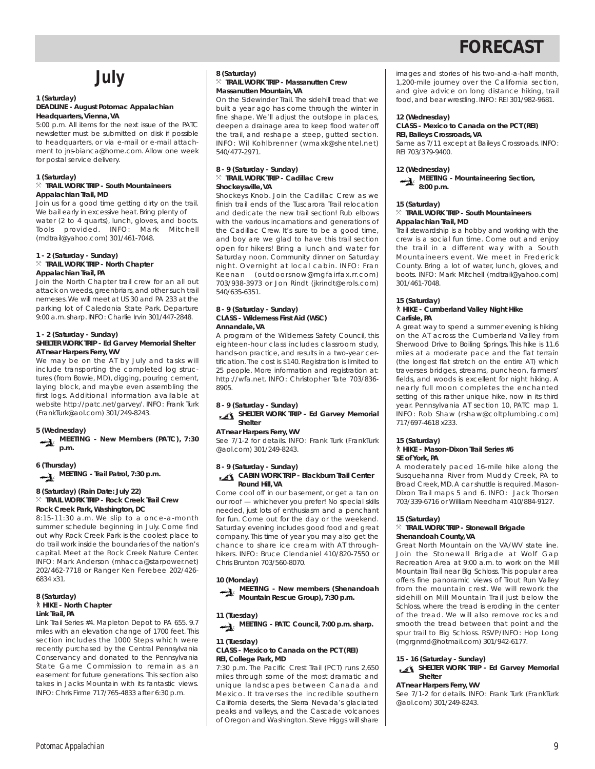# FORECAST

## July

**1 (Saturday)**
**DEADLINE - August Potomac Appalachian**
**Headquarters, Vienna, VA**
5:00 p.m. All items for the next issue of the PATC newsletter must be submitted on disk if possible to headquarters, or via e-mail or e-mail attachment to jns-bianca@home.com. Allow one week for postal service delivery.

**1 (Saturday)**
**TRAIL WORK TRIP - South Mountaineers**
**Appalachian Trail, MD**
Join us for a good time getting dirty on the trail. We bail early in excessive heat. Bring plenty of water (2 to 4 quarts), lunch, gloves, and boots. Tools provided. INFO: Mark Mitchell (mdtrail@yahoo.com) 301/461-7048.

**1 - 2 (Saturday - Sunday)**
**TRAIL WORK TRIP - North Chapter**
**Appalachian Trail, PA**
Join the North Chapter trail crew for an all out attack on weeds, greenbriars, and other such trail nemeses. We will meet at US 30 and PA 233 at the parking lot of Caledonia State Park. Departure 9:00 a.m. sharp. INFO: Charlie Irvin 301/447-2848.

**1 - 2 (Saturday - Sunday)**
**SHELTER WORK TRIP - Ed Garvey Memorial Shelter**
**AT near Harpers Ferry, WV**
We may be on the AT by July and tasks will include transporting the completed log structures (from Bowie, MD), digging, pouring cement, laying block, and maybe even assembling the first logs. Additional information available at website http://patc.net/garvey/. INFO: Frank Turk (FrankTurk@aol.com) 301/249-8243.

**5 (Wednesday)**
**MEETING - New Members (PATC), 7:30 p.m.**

**6 (Thursday)**
**MEETING - Trail Patrol, 7:30 p.m.**

**8 (Saturday) (Rain Date: July 22)**
**TRAIL WORK TRIP - Rock Creek Trail Crew**
**Rock Creek Park, Washington, DC**
8:15-11:30 a.m. We slip to a once-a-month summer schedule beginning in July. Come find out why Rock Creek Park is the coolest place to do trail work inside the boundaries of the nation's capital. Meet at the Rock Creek Nature Center. INFO: Mark Anderson (mhacca@starpower.net) 202/462-7718 or Ranger Ken Ferebee 202/426-6834 x31.

**8 (Saturday)**
**HIKE - North Chapter**
**Link Trail, PA**
Link Trail Series #4. Mapleton Depot to PA 655. 9.7 miles with an elevation change of 1700 feet. This section includes the 1000 Steps which were recently purchased by the Central Pennsylvania Conservancy and donated to the Pennsylvania State Game Commission to remain as an easement for future generations. This section also takes in Jacks Mountain with its fantastic views. INFO: Chris Firme 717/765-4833 after 6:30 p.m.

**8 (Saturday)**
**TRAIL WORK TRIP - Massanutten Crew**
**Massanutten Mountain, VA**
On the Sidewinder Trail. The sidehill tread that we built a year ago has come through the winter in fine shape. We'll adjust the outslope in places, deepen a drainage area to keep flood water off the trail, and reshape a steep, gutted section. INFO: Wil Kohlbrenner (wmaxk@shentel.net) 540/477-2971.

**8 - 9 (Saturday - Sunday)**
**TRAIL WORK TRIP - Cadillac Crew**
**Shockeysville, VA**
Shockeys Knob. Join the Cadillac Crew as we finish trail ends of the Tuscarora Trail relocation and dedicate the new trail section! Rub elbows with the various incarnations and generations of the Cadillac Crew. It's sure to be a good time, and boy are we glad to have this trail section open for hikers! Bring a lunch and water for Saturday noon. Community dinner on Saturday night. Overnight at local cabin. INFO: Fran Keenan (outdoorsnow@mgfairfax.rr.com) 703/938-3973 or Jon Rindt (jkrindt@erols.com) 540/635-6351.

**8 - 9 (Saturday - Sunday)**
**CLASS - Wilderness First Aid (WSC)**
**Annandale, VA**
A program of the Wilderness Safety Council, this eighteen-hour class includes classroom study, hands-on practice, and results in a two-year certification. The cost is $140. Registration is limited to 25 people. More information and registration at: http://wfa.net. INFO: Christopher Tate 703/836-8905.

**8 - 9 (Saturday - Sunday)**
**SHELTER WORK TRIP - Ed Garvey Memorial Shelter**
**AT near Harpers Ferry, WV**
See 7/1-2 for details. INFO: Frank Turk (FrankTurk @aol.com) 301/249-8243.

**8 - 9 (Saturday - Sunday)**
**CABIN WORK TRIP - Blackburn Trail Center**
**Round Hill, VA**
Come cool off in our basement, or get a tan on our roof — whichever you prefer! No special skills needed, just lots of enthusiasm and a penchant for fun. Come out for the day or the weekend. Saturday evening includes good food and great company. This time of year you may also get the chance to share ice cream with AT throughhikers. INFO: Bruce Clendaniel 410/820-7550 or Chris Brunton 703/560-8070.

**10 (Monday)**
**MEETING - New members (Shenandoah Mountain Rescue Group), 7:30 p.m.**

**11 (Tuesday)**
**MEETING - PATC Council, 7:00 p.m. sharp.**

**11 (Tuesday)**
**CLASS - Mexico to Canada on the PCT (REI)**
**REI, College Park, MD**
7:30 p.m. The Pacific Crest Trail (PCT) runs 2,650 miles through some of the most dramatic and unique landscapes between Canada and Mexico. It traverses the incredible southern California deserts, the Sierra Nevada's glaciated peaks and valleys, and the Cascade volcanoes of Oregon and Washington. Steve Higgs will share images and stories of his two-and-a-half month, 1,200-mile journey over the California section, and give advice on long distance hiking, trail food, and bear wrestling. INFO: REI 301/982-9681.

**12 (Wednesday)**
**CLASS - Mexico to Canada on the PCT (REI)**
**REI, Baileys Crossroads, VA**
Same as 7/11 except at Baileys Crossroads. INFO: REI 703/379-9400.

**12 (Wednesday)**
**MEETING - Mountaineering Section, 8:00 p.m.**

**15 (Saturday)**
**TRAIL WORK TRIP - South Mountaineers**
**Appalachian Trail, MD**
Trail stewardship is a hobby and working with the crew is a social fun time. Come out and enjoy the trail in a different way with a South Mountaineers event. We meet in Frederick County. Bring a lot of water, lunch, gloves, and boots. INFO: Mark Mitchell (mdtrail@yahoo.com) 301/461-7048.

**15 (Saturday)**
**HIKE - Cumberland Valley Night Hike**
**Carlisle, PA**
A great way to spend a summer evening is hiking on the AT across the Cumberland Valley from Sherwood Drive to Boiling Springs. This hike is 11.6 miles at a moderate pace and the flat terrain (the longest flat stretch on the entire AT) which traverses bridges, streams, puncheon, farmers' fields, and woods is excellent for night hiking. A nearly full moon completes the enchanted setting of this rather unique hike, now in its third year. Pennsylvania AT section 10, PATC map 1. INFO: Rob Shaw (rshaw@coltplumbing.com) 717/697-4618 x233.

**15 (Saturday)**
**HIKE - Mason-Dixon Trail Series #6**
**SE of York, PA**
A moderately paced 16-mile hike along the Susquehanna River from Muddy Creek, PA to Broad Creek, MD. A car shuttle is required. Mason-Dixon Trail maps 5 and 6. INFO: Jack Thorsen 703/339-6716 or William Needham 410/884-9127.

**15 (Saturday)**
**TRAIL WORK TRIP - Stonewall Brigade**
**Shenandoah County, VA**
Great North Mountain on the VA/WV state line. Join the Stonewall Brigade at Wolf Gap Recreation Area at 9:00 a.m. to work on the Mill Mountain Trail near Big Schloss. This popular area offers fine panoramic views of Trout Run Valley from the mountain crest. We will rework the sidehill on Mill Mountain Trail just below the Schloss, where the tread is eroding in the center of the tread. We will also remove rocks and smooth the tread between that point and the spur trail to Big Schloss. RSVP/INFO: Hop Long (mgrgnmd@hotmail.com) 301/942-6177.

**15 - 16 (Saturday - Sunday)**
**SHELTER WORK TRIP - Ed Garvey Memorial Shelter**
**AT near Harpers Ferry, WV**
See 7/1-2 for details. INFO: Frank Turk (FrankTurk @aol.com) 301/249-8243.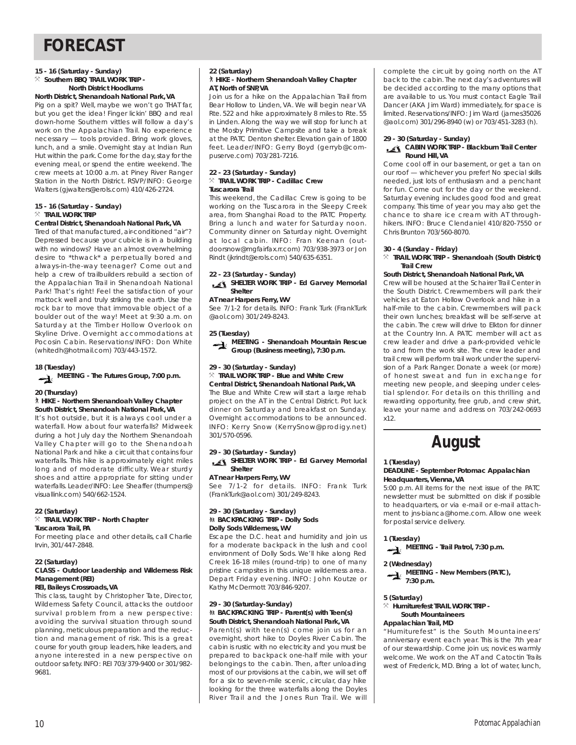# FORECAST

**15 - 16 (Saturday - Sunday)**
**Southern BBQ TRAIL WORK TRIP - North District Hoodlums**
**North District, Shenandoah National Park, VA**

Pig on a spit? Well, maybe we won't go THAT far, but you get the idea! Finger lickin' BBQ and real down-home Southern vittles will follow a day's work on the Appalachian Trail. No experience necessary — tools provided. Bring work gloves, lunch, and a smile. Overnight stay at Indian Run Hut within the park. Come for the day, stay for the evening meal, or spend the entire weekend. The crew meets at 10:00 a.m. at Piney River Ranger Station in the North District. RSVP/INFO: George Walters (gjwalters@erols.com) 410/426-2724.

**15 - 16 (Saturday - Sunday)**
**TRAIL WORK TRIP**
**Central District, Shenandoah National Park, VA**

Tired of that manufactured, air-conditioned "air"? Depressed because your cubicle is in a building with no windows? Have an almost overwhelming desire to *thwack* a perpetually bored and always-in-the-way teenager? Come out and help a crew of trailbuilders rebuild a section of the Appalachian Trail in Shenandoah National Park! That's right! Feel the satisfaction of your mattock well and truly striking the earth. Use the rock bar to move that immovable object of a boulder out of the way! Meet at 9:30 a.m. on Saturday at the Timber Hollow Overlook on Skyline Drive. Overnight accommodations at Pocosin Cabin. Reservations/INFO: Don White (whitedh@hotmail.com) 703/443-1572.

**18 (Tuesday)**
**MEETING - The Futures Group, 7:00 p.m.**

**20 (Thursday)**
**HIKE - Northern Shenandoah Valley Chapter**
**South District, Shenandoah National Park, VA**

It's hot outside, but it is always cool under a waterfall. How about four waterfalls? Midweek during a hot July day the Northern Shenandoah Valley Chapter will go to the Shenandoah National Park and hike a circuit that contains four waterfalls. This hike is approximately eight miles long and of moderate difficulty. Wear sturdy shoes and attire appropriate for sitting under waterfalls. Leader/INFO: Lee Sheaffer (thumpers@visuallink.com) 540/662-1524.

**22 (Saturday)**
**TRAIL WORK TRIP - North Chapter**
**Tuscarora Trail, PA**

For meeting place and other details, call Charlie Irvin, 301/447-2848.

**22 (Saturday)**
**CLASS - Outdoor Leadership and Wilderness Risk Management (REI)**
**REI, Baileys Crossroads, VA**

This class, taught by Christopher Tate, Director, Wilderness Safety Council, attacks the outdoor survival problem from a new perspective: avoiding the survival situation through sound planning, meticulous preparation and the reduction and management of risk. This is a great course for youth group leaders, hike leaders, and anyone interested in a new perspective on outdoor safety. INFO: REI 703/379-9400 or 301/982-9681.

**22 (Saturday)**
**HIKE - Northern Shenandoah Valley Chapter AT, North of SNP, VA**

Join us for a hike on the Appalachian Trail from Bear Hollow to Linden, VA. We will begin near VA Rte. 522 and hike approximately 8 miles to Rte. 55 in Linden. Along the way we will stop for lunch at the Mosby Primitive Campsite and take a break at the PATC Denton shelter. Elevation gain of 1800 feet. Leader/INFO: Gerry Boyd (gerryb@compuserve.com) 703/281-7216.

**22 - 23 (Saturday - Sunday)**
**TRAIL WORK TRIP - Cadillac Crew**
**Tuscarora Trail**

This weekend, the Cadillac Crew is going to be working on the Tuscarora in the Sleepy Creek area, from Shanghai Road to the PATC Property. Bring a lunch and water for Saturday noon. Community dinner on Saturday night. Overnight at local cabin. INFO: Fran Keenan (outdoorsnow@mgfairfax.rr.com) 703/938-3973 or Jon Rindt (jkrindt@erols.com) 540/635-6351.

**22 - 23 (Saturday - Sunday)**
**SHELTER WORK TRIP - Ed Garvey Memorial Shelter**
**AT near Harpers Ferry, WV**

See 7/1-2 for details. INFO: Frank Turk (FrankTurk@aol.com) 301/249-8243.

**25 (Tuesday)**
**MEETING - Shenandoah Mountain Rescue Group (Business meeting), 7:30 p.m.**

**29 - 30 (Saturday - Sunday)**
**TRAIL WORK TRIP - Blue and White Crew**
**Central District, Shenandoah National Park, VA**

The Blue and White Crew will start a large rehab project on the AT in the Central District. Pot luck dinner on Saturday and breakfast on Sunday. Overnight accommodations to be announced. INFO: Kerry Snow (KerrySnow@prodigy.net) 301/570-0596.

**29 - 30 (Saturday - Sunday)**
**SHELTER WORK TRIP - Ed Garvey Memorial Shelter**
**AT near Harpers Ferry, WV**

See 7/1-2 for details. INFO: Frank Turk (FrankTurk@aol.com) 301/249-8243.

**29 - 30 (Saturday - Sunday)**
**BACKPACKING TRIP - Dolly Sods**
**Dolly Sods Wilderness, WV**

Escape the D.C. heat and humidity and join us for a moderate backpack in the lush and cool environment of Dolly Sods. We'll hike along Red Creek 16-18 miles (round-trip) to one of many pristine campsites in this unique wilderness area. Depart Friday evening. INFO: John Koutze or Kathy McDermott 703/846-9207.

**29 - 30 (Saturday-Sunday)**
**BACKPACKING TRIP - Parent(s) with Teen(s)**
**South District, Shenandoah National Park, VA**

Parent(s) with teen(s) come join us for an overnight, short hike to Doyles River Cabin. The cabin is rustic with no electricity and you must be prepared to backpack one-half mile with your belongings to the cabin. Then, after unloading most of our provisions at the cabin, we will set off for a six to seven-mile scenic, circular, day hike looking for the three waterfalls along the Doyles River Trail and the Jones Run Trail. We will complete the circuit by going north on the AT back to the cabin. The next day's adventures will be decided according to the many options that are available to us. You must contact Eagle Trail Dancer (AKA Jim Ward) immediately, for space is limited. Reservations/INFO: Jim Ward (james35026@aol.com) 301/296-8940 (w) or 703/451-3283 (h).

**29 - 30 (Saturday - Sunday)**
**CABIN WORK TRIP - Blackburn Trail Center Round Hill, VA**

Come cool off in our basement, or get a tan on our roof — whichever you prefer! No special skills needed, just lots of enthusiasm and a penchant for fun. Come out for the day or the weekend. Saturday evening includes good food and great company. This time of year you may also get the chance to share ice cream with AT through-hikers. INFO: Bruce Clendaniel 410/820-7550 or Chris Brunton 703/560-8070.

**30 - 4 (Sunday - Friday)**
**TRAIL WORK TRIP - Shenandoah (South District) Trail Crew**
**South District, Shenandoah National Park, VA**

Crew will be housed at the Schairer Trail Center in the South District. Crewmembers will park their vehicles at Eaton Hollow Overlook and hike in a half-mile to the cabin. Crewmembers will pack their own lunches; breakfast will be self-serve at the cabin. The crew will drive to Elkton for dinner at the Country Inn. A PATC member will act as crew leader and drive a park-provided vehicle to and from the work site. The crew leader and trail crew will perform trail work under the supervision of a Park Ranger. Donate a week (or more) of honest sweat and fun in exchange for meeting new people, and sleeping under celestial splendor. For details on this thrilling and rewarding opportunity, free grub, and crew shirt, leave your name and address on 703/242-0693 x12.

## August

**1 (Tuesday)**
**DEADLINE - September Potomac Appalachian Headquarters, Vienna, VA**

5:00 p.m. All items for the next issue of the PATC newsletter must be submitted on disk if possible to headquarters, or via e-mail or e-mail attachment to jns-bianca@home.com. Allow one week for postal service delivery.

**1 (Tuesday)**
**MEETING - Trail Patrol, 7:30 p.m.**

**2 (Wednesday)**
**MEETING - New Members (PATC), 7:30 p.m.**

**5 (Saturday)**
**Humiturefest TRAIL WORK TRIP - South Mountaineers**
**Appalachian Trail, MD**

"Humiturefest" is the South Mountaineers' anniversary event each year. This is the 7th year of our stewardship. Come join us; novices warmly welcome. We work on the AT and Catoctin Trails west of Frederick, MD. Bring a lot of water, lunch,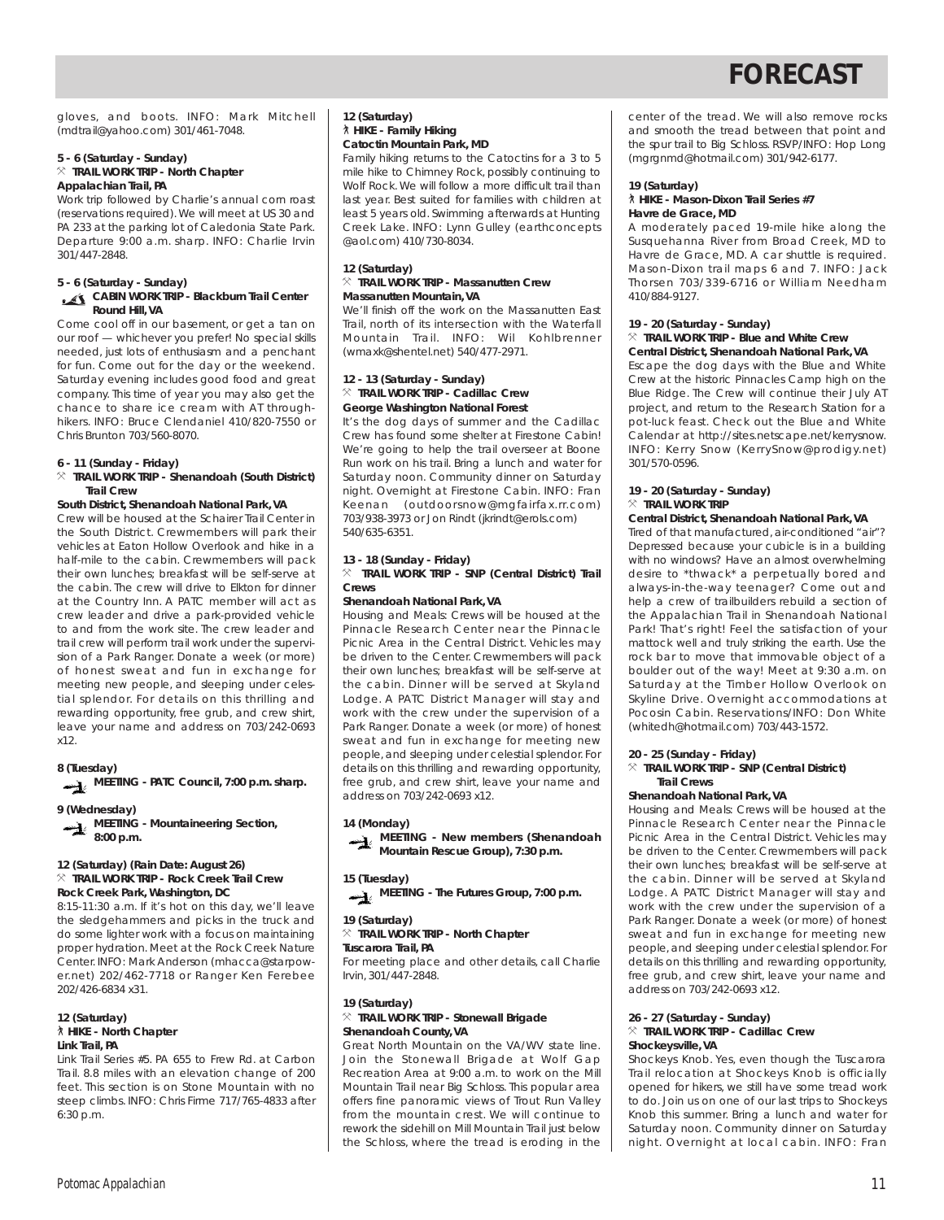# FORECAST

gloves, and boots. INFO: Mark Mitchell (mdtrail@yahoo.com) 301/461-7048.

**5 - 6 (Saturday - Sunday)**
**TRAIL WORK TRIP - North Chapter**
**Appalachian Trail, PA**

Work trip followed by Charlie's annual corn roast (reservations required). We will meet at US 30 and PA 233 at the parking lot of Caledonia State Park. Departure 9:00 a.m. sharp. INFO: Charlie Irvin 301/447-2848.

**5 - 6 (Saturday - Sunday)**
**CABIN WORK TRIP - Blackburn Trail Center**
**Round Hill, VA**

Come cool off in our basement, or get a tan on our roof — whichever you prefer! No special skills needed, just lots of enthusiasm and a penchant for fun. Come out for the day or the weekend. Saturday evening includes good food and great company. This time of year you may also get the chance to share ice cream with AT throughhikers. INFO: Bruce Clendaniel 410/820-7550 or Chris Brunton 703/560-8070.

**6 - 11 (Sunday - Friday)**
**TRAIL WORK TRIP - Shenandoah (South District) Trail Crew**
**South District, Shenandoah National Park, VA**

Crew will be housed at the Schairer Trail Center in the South District. Crewmembers will park their vehicles at Eaton Hollow Overlook and hike in a half-mile to the cabin. Crewmembers will pack their own lunches; breakfast will be self-serve at the cabin. The crew will drive to Elkton for dinner at the Country Inn. A PATC member will act as crew leader and drive a park-provided vehicle to and from the work site. The crew leader and trail crew will perform trail work under the supervision of a Park Ranger. Donate a week (or more) of honest sweat and fun in exchange for meeting new people, and sleeping under celestial splendor. For details on this thrilling and rewarding opportunity, free grub, and crew shirt, leave your name and address on 703/242-0693 x12.

**8 (Tuesday)**
**MEETING - PATC Council, 7:00 p.m. sharp.**

**9 (Wednesday)**
**MEETING - Mountaineering Section, 8:00 p.m.**

**12 (Saturday) (Rain Date: August 26)**
**TRAIL WORK TRIP - Rock Creek Trail Crew**
**Rock Creek Park, Washington, DC**

8:15-11:30 a.m. If it's hot on this day, we'll leave the sledgehammers and picks in the truck and do some lighter work with a focus on maintaining proper hydration. Meet at the Rock Creek Nature Center. INFO: Mark Anderson (mhacca@starpower.net) 202/462-7718 or Ranger Ken Ferebee 202/426-6834 x31.

**12 (Saturday)**
**HIKE - North Chapter**
**Link Trail, PA**

Link Trail Series #5. PA 655 to Frew Rd. at Carbon Trail. 8.8 miles with an elevation change of 200 feet. This section is on Stone Mountain with no steep climbs. INFO: Chris Firme 717/765-4833 after 6:30 p.m.

**12 (Saturday)**
**HIKE - Family Hiking**
**Catoctin Mountain Park, MD**

Family hiking returns to the Catoctins for a 3 to 5 mile hike to Chimney Rock, possibly continuing to Wolf Rock. We will follow a more difficult trail than last year. Best suited for families with children at least 5 years old. Swimming afterwards at Hunting Creek Lake. INFO: Lynn Gulley (earthconcepts @aol.com) 410/730-8034.

**12 (Saturday)**
**TRAIL WORK TRIP - Massanutten Crew**
**Massanutten Mountain, VA**

We'll finish off the work on the Massanutten East Trail, north of its intersection with the Waterfall Mountain Trail. INFO: Wil Kohlbrenner (wmaxk@shentel.net) 540/477-2971.

**12 - 13 (Saturday - Sunday)**
**TRAIL WORK TRIP - Cadillac Crew**
**George Washington National Forest**

It's the dog days of summer and the Cadillac Crew has found some shelter at Firestone Cabin! We're going to help the trail overseer at Boone Run work on his trail. Bring a lunch and water for Saturday noon. Community dinner on Saturday night. Overnight at Firestone Cabin. INFO: Fran Keenan (outdoorsnow@mgfairfax.rr.com) 703/938-3973 or Jon Rindt (jkrindt@erols.com) 540/635-6351.

**13 - 18 (Sunday - Friday)**
**TRAIL WORK TRIP - SNP (Central District) Trail Crews**
**Shenandoah National Park, VA**

Housing and Meals: Crews will be housed at the Pinnacle Research Center near the Pinnacle Picnic Area in the Central District. Vehicles may be driven to the Center. Crewmembers will pack their own lunches; breakfast will be self-serve at the cabin. Dinner will be served at Skyland Lodge. A PATC District Manager will stay and work with the crew under the supervision of a Park Ranger. Donate a week (or more) of honest sweat and fun in exchange for meeting new people, and sleeping under celestial splendor. For details on this thrilling and rewarding opportunity, free grub, and crew shirt, leave your name and address on 703/242-0693 x12.

**14 (Monday)**
**MEETING - New members (Shenandoah Mountain Rescue Group), 7:30 p.m.**

**15 (Tuesday)**
**MEETING - The Futures Group, 7:00 p.m.**

**19 (Saturday)**
**TRAIL WORK TRIP - North Chapter**
**Tuscarora Trail, PA**

For meeting place and other details, call Charlie Irvin, 301/447-2848.

**19 (Saturday)**
**TRAIL WORK TRIP - Stonewall Brigade**
**Shenandoah County, VA**

Great North Mountain on the VA/WV state line. Join the Stonewall Brigade at Wolf Gap Recreation Area at 9:00 a.m. to work on the Mill Mountain Trail near Big Schloss. This popular area offers fine panoramic views of Trout Run Valley from the mountain crest. We will continue to rework the sidehill on Mill Mountain Trail just below the Schloss, where the tread is eroding in the center of the tread. We will also remove rocks and smooth the tread between that point and the spur trail to Big Schloss. RSVP/INFO: Hop Long (mgrgnmd@hotmail.com) 301/942-6177.

**19 (Saturday)**
**HIKE - Mason-Dixon Trail Series #7**
**Havre de Grace, MD**

A moderately paced 19-mile hike along the Susquehanna River from Broad Creek, MD to Havre de Grace, MD. A car shuttle is required. Mason-Dixon trail maps 6 and 7. INFO: Jack Thorsen 703/339-6716 or William Needham 410/884-9127.

**19 - 20 (Saturday - Sunday)**
**TRAIL WORK TRIP - Blue and White Crew**
**Central District, Shenandoah National Park, VA**

Escape the dog days with the Blue and White Crew at the historic Pinnacles Camp high on the Blue Ridge. The Crew will continue their July AT project, and return to the Research Station for a pot-luck feast. Check out the Blue and White Calendar at http://sites.netscape.net/kerrysnow. INFO: Kerry Snow (KerrySnow@prodigy.net) 301/570-0596.

**19 - 20 (Saturday - Sunday)**
**TRAIL WORK TRIP**
**Central District, Shenandoah National Park, VA**

Tired of that manufactured, air-conditioned "air"? Depressed because your cubicle is in a building with no windows? Have an almost overwhelming desire to *thwack* a perpetually bored and always-in-the-way teenager? Come out and help a crew of trailbuilders rebuild a section of the Appalachian Trail in Shenandoah National Park! That's right! Feel the satisfaction of your mattock well and truly striking the earth. Use the rock bar to move that immovable object of a boulder out of the way! Meet at 9:30 a.m. on Saturday at the Timber Hollow Overlook on Skyline Drive. Overnight accommodations at Pocosin Cabin. Reservations/INFO: Don White (whitedh@hotmail.com) 703/443-1572.

**20 - 25 (Sunday - Friday)**
**TRAIL WORK TRIP - SNP (Central District) Trail Crews**
**Shenandoah National Park, VA**

Housing and Meals: Crews will be housed at the Pinnacle Research Center near the Pinnacle Picnic Area in the Central District. Vehicles may be driven to the Center. Crewmembers will pack their own lunches; breakfast will be self-serve at the cabin. Dinner will be served at Skyland Lodge. A PATC District Manager will stay and work with the crew under the supervision of a Park Ranger. Donate a week (or more) of honest sweat and fun in exchange for meeting new people, and sleeping under celestial splendor. For details on this thrilling and rewarding opportunity, free grub, and crew shirt, leave your name and address on 703/242-0693 x12.

**26 - 27 (Saturday - Sunday)**
**TRAIL WORK TRIP - Cadillac Crew**
**Shockeysville, VA**

Shockeys Knob. Yes, even though the Tuscarora Trail relocation at Shockeys Knob is officially opened for hikers, we still have some tread work to do. Join us on one of our last trips to Shockeys Knob this summer. Bring a lunch and water for Saturday noon. Community dinner on Saturday night. Overnight at local cabin. INFO: Fran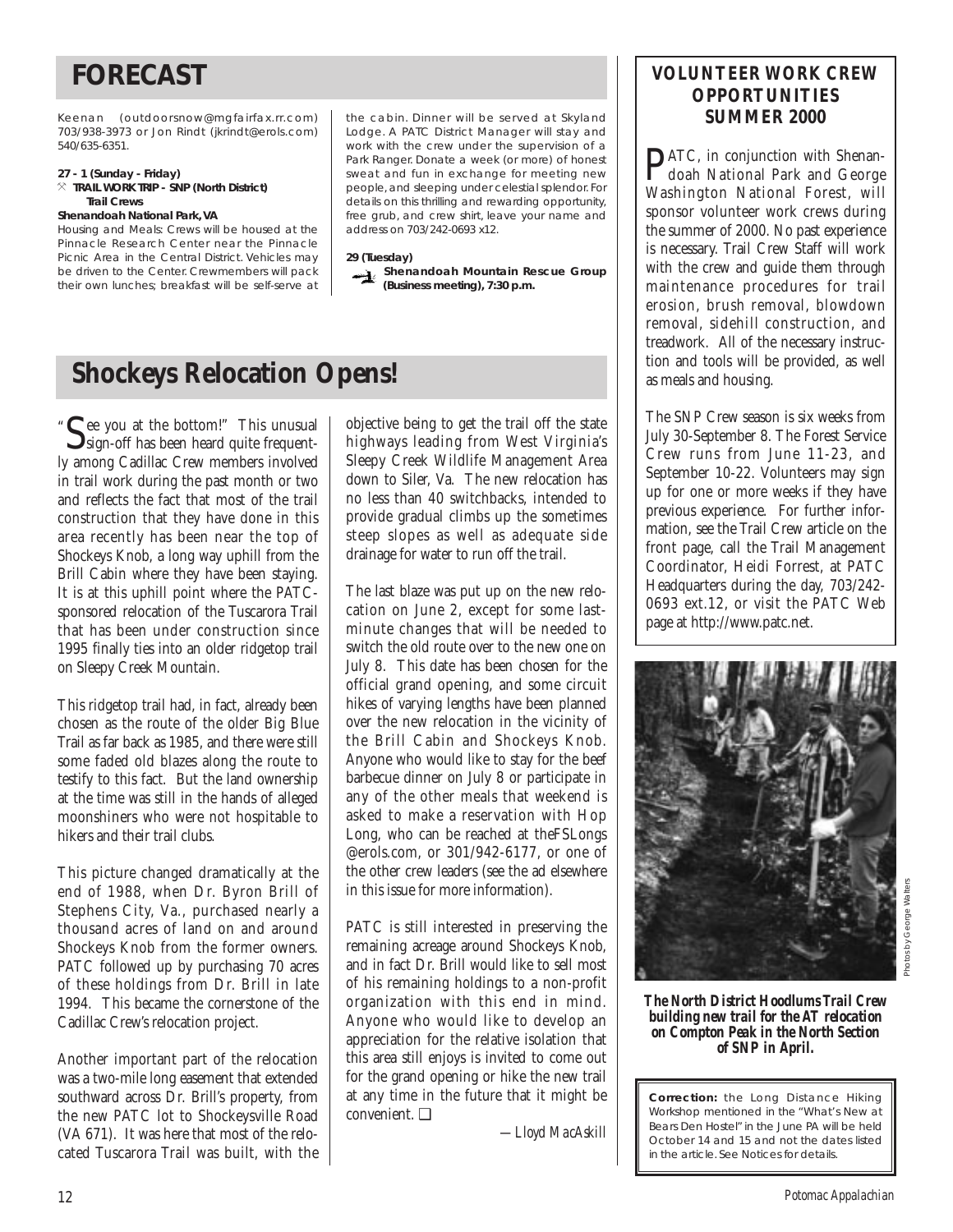# FORECAST

Keenan (outdoorsnow@mgfairfax.rr.com) 703/938-3973 or Jon Rindt (jkrindt@erols.com) 540/635-6351.

**27 - 1 (Sunday - Friday)**
**TRAIL WORK TRIP - SNP (North District) Trail Crews**
**Shenandoah National Park, VA**
Housing and Meals: Crews will be housed at the Pinnacle Research Center near the Pinnacle Picnic Area in the Central District. Vehicles may be driven to the Center. Crewmembers will pack their own lunches; breakfast will be self-serve at the cabin. Dinner will be served at Skyland Lodge. A PATC District Manager will stay and work with the crew under the supervision of a Park Ranger. Donate a week (or more) of honest sweat and fun in exchange for meeting new people, and sleeping under celestial splendor. For details on this thrilling and rewarding opportunity, free grub, and crew shirt, leave your name and address on 703/242-0693 x12.

**29 (Tuesday)**
**Shenandoah Mountain Rescue Group (Business meeting), 7:30 p.m.**

## VOLUNTEER WORK CREW OPPORTUNITIES SUMMER 2000

PATC, in conjunction with Shenandoah National Park and George Washington National Forest, will sponsor volunteer work crews during the summer of 2000. No past experience is necessary. Trail Crew Staff will work with the crew and guide them through maintenance procedures for trail erosion, brush removal, blowdown removal, sidehill construction, and treadwork. All of the necessary instruction and tools will be provided, as well as meals and housing.

The SNP Crew season is six weeks from July 30-September 8. The Forest Service Crew runs from June 11-23, and September 10-22. Volunteers may sign up for one or more weeks if they have previous experience. For further information, see the Trail Crew article on the front page, call the Trail Management Coordinator, Heidi Forrest, at PATC Headquarters during the day, 703/242-0693 ext.12, or visit the PATC Web page at http://www.patc.net.

# Shockeys Relocation Opens!

"See you at the bottom!" This unusual sign-off has been heard quite frequently among Cadillac Crew members involved in trail work during the past month or two and reflects the fact that most of the trail construction that they have done in this area recently has been near the top of Shockeys Knob, a long way uphill from the Brill Cabin where they have been staying. It is at this uphill point where the PATC-sponsored relocation of the Tuscarora Trail that has been under construction since 1995 finally ties into an older ridgetop trail on Sleepy Creek Mountain.

This ridgetop trail had, in fact, already been chosen as the route of the older Big Blue Trail as far back as 1985, and there were still some faded old blazes along the route to testify to this fact. But the land ownership at the time was still in the hands of alleged moonshiners who were not hospitable to hikers and their trail clubs.

This picture changed dramatically at the end of 1988, when Dr. Byron Brill of Stephens City, Va., purchased nearly a thousand acres of land on and around Shockeys Knob from the former owners. PATC followed up by purchasing 70 acres of these holdings from Dr. Brill in late 1994. This became the cornerstone of the Cadillac Crew's relocation project.

Another important part of the relocation was a two-mile long easement that extended southward across Dr. Brill's property, from the new PATC lot to Shockeysville Road (VA 671). It was here that most of the relocated Tuscarora Trail was built, with the objective being to get the trail off the state highways leading from West Virginia's Sleepy Creek Wildlife Management Area down to Siler, Va. The new relocation has no less than 40 switchbacks, intended to provide gradual climbs up the sometimes steep slopes as well as adequate side drainage for water to run off the trail.

The last blaze was put up on the new relocation on June 2, except for some last-minute changes that will be needed to switch the old route over to the new one on July 8. This date has been chosen for the official grand opening, and some circuit hikes of varying lengths have been planned over the new relocation in the vicinity of the Brill Cabin and Shockeys Knob. Anyone who would like to stay for the beef barbecue dinner on July 8 or participate in any of the other meals that weekend is asked to make a reservation with Hop Long, who can be reached at theFSLongs @erols.com, or 301/942-6177, or one of the other crew leaders (see the ad elsewhere in this issue for more information).

PATC is still interested in preserving the remaining acreage around Shockeys Knob, and in fact Dr. Brill would like to sell most of his remaining holdings to a non-profit organization with this end in mind. Anyone who would like to develop an appreciation for the relative isolation that this area still enjoys is invited to come out for the grand opening or hike the new trail at any time in the future that it might be convenient. ❑

*—Lloyd MacAskill*

Photos by George Walters

***The North District Hoodlums Trail Crew building new trail for the AT relocation on Compton Peak in the North Section of SNP in April.***

**Correction:** the Long Distance Hiking Workshop mentioned in the "What's New at Bears Den Hostel" in the June PA will be held October 14 and 15 and not the dates listed in the article. See Notices for details.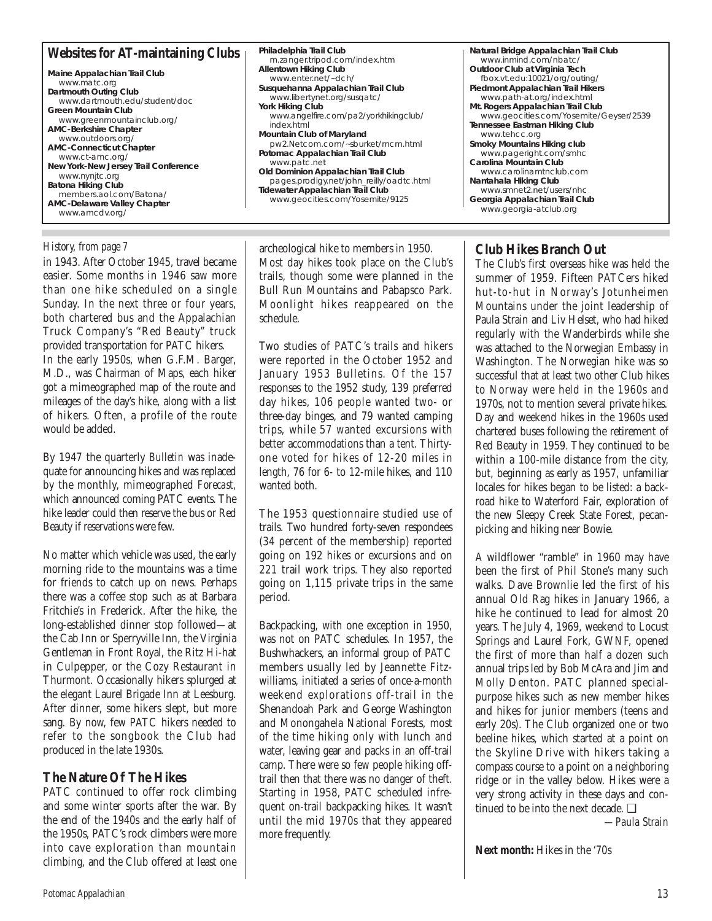## Websites for AT-maintaining Clubs

**Maine Appalachian Trail Club**
www.matc.org
**Dartmouth Outing Club**
www.dartmouth.edu/student/doc
**Green Mountain Club**
www.greenmountainclub.org/
**AMC-Berkshire Chapter**
www.outdoors.org/
**AMC-Connecticut Chapter**
www.ct-amc.org/
**New York-New Jersey Trail Conference**
www.nynjtc.org
**Batona Hiking Club**
members.aol.com/Batona/
**AMC-Delaware Valley Chapter**
www.amcdv.org/
**Philadelphia Trail Club**
m.zanger.tripod.com/index.htm
**Allentown Hiking Club**
www.enter.net/~dch/
**Susquehanna Appalachian Trail Club**
www.libertynet.org/susqatc/
**York Hiking Club**
www.angelfire.com/pa2/yorkhikingclub/index.html
**Mountain Club of Maryland**
pw2.Netcom.com/~sburket/mcm.html
**Potomac Appalachian Trail Club**
www.patc.net
**Old Dominion Appalachian Trail Club**
pages.prodigy.net/john_reilly/oadtc.html
**Tidewater Appalachian Trail Club**
www.geocities.com/Yosemite/9125
**Natural Bridge Appalachian Trail Club**
www.inmind.com/nbatc/
**Outdoor Club at Virginia Tech**
fbox.vt.edu:10021/org/outing/
**Piedmont Appalachian Trail Hikers**
www.path-at.org/index.html
**Mt. Rogers Appalachian Trail Club**
www.geocities.com/Yosemite/Geyser/2539
**Tennessee Eastman Hiking Club**
www.tehcc.org
**Smoky Mountains Hiking club**
www.pageright.com/smhc
**Carolina Mountain Club**
www.carolinamtnclub.com
**Nantahala Hiking Club**
www.smnet2.net/users/nhc
**Georgia Appalachian Trail Club**
www.georgia-atclub.org

*History, from page 7*

in 1943. After October 1945, travel became easier. Some months in 1946 saw more than one hike scheduled on a single Sunday. In the next three or four years, both chartered bus and the Appalachian Truck Company's "Red Beauty" truck provided transportation for PATC hikers. In the early 1950s, when G.F.M. Barger, M.D., was Chairman of Maps, each hiker got a mimeographed map of the route and mileages of the day's hike, along with a list of hikers. Often, a profile of the route would be added.

By 1947 the quarterly *Bulletin* was inadequate for announcing hikes and was replaced by the monthly, mimeographed *Forecast*, which announced coming PATC events. The hike leader could then reserve the bus or Red Beauty if reservations were few.

No matter which vehicle was used, the early morning ride to the mountains was a time for friends to catch up on news. Perhaps there was a coffee stop such as at Barbara Fritchie's in Frederick. After the hike, the long-established dinner stop followed—at the Cab Inn or Sperryville Inn, the Virginia Gentleman in Front Royal, the Ritz Hi-hat in Culpepper, or the Cozy Restaurant in Thurmont. Occasionally hikers splurged at the elegant Laurel Brigade Inn at Leesburg. After dinner, some hikers slept, but more sang. By now, few PATC hikers needed to refer to the songbook the Club had produced in the late 1930s.

### The Nature Of The Hikes

PATC continued to offer rock climbing and some winter sports after the war. By the end of the 1940s and the early half of the 1950s, PATC's rock climbers were more into cave exploration than mountain climbing, and the Club offered at least one archeological hike to members in 1950. Most day hikes took place on the Club's trails, though some were planned in the Bull Run Mountains and Pabapsco Park. Moonlight hikes reappeared on the schedule.

Two studies of PATC's trails and hikers were reported in the October 1952 and January 1953 Bulletins. Of the 157 responses to the 1952 study, 139 preferred day hikes, 106 people wanted two- or three-day binges, and 79 wanted camping trips, while 57 wanted excursions with better accommodations than a tent. Thirty-one voted for hikes of 12-20 miles in length, 76 for 6- to 12-mile hikes, and 110 wanted both.

The 1953 questionnaire studied use of trails. Two hundred forty-seven respondees (34 percent of the membership) reported going on 192 hikes or excursions and on 221 trail work trips. They also reported going on 1,115 private trips in the same period.

Backpacking, with one exception in 1950, was not on PATC schedules. In 1957, the Bushwhackers, an informal group of PATC members usually led by Jeannette Fitzwilliams, initiated a series of once-a-month weekend explorations off-trail in the Shenandoah Park and George Washington and Monongahela National Forests, most of the time hiking only with lunch and water, leaving gear and packs in an off-trail camp. There were so few people hiking off-trail then that there was no danger of theft. Starting in 1958, PATC scheduled infrequent on-trail backpacking hikes. It wasn't until the mid 1970s that they appeared more frequently.

### Club Hikes Branch Out

The Club's first overseas hike was held the summer of 1959. Fifteen PATCers hiked hut-to-hut in Norway's Jotunheimen Mountains under the joint leadership of Paula Strain and Liv Helset, who had hiked regularly with the Wanderbirds while she was attached to the Norwegian Embassy in Washington. The Norwegian hike was so successful that at least two other Club hikes to Norway were held in the 1960s and 1970s, not to mention several private hikes. Day and weekend hikes in the 1960s used chartered buses following the retirement of Red Beauty in 1959. They continued to be within a 100-mile distance from the city, but, beginning as early as 1957, unfamiliar locales for hikes began to be listed: a backroad hike to Waterford Fair, exploration of the new Sleepy Creek State Forest, pecan-picking and hiking near Bowie.

A wildflower "ramble" in 1960 may have been the first of Phil Stone's many such walks. Dave Brownlie led the first of his annual Old Rag hikes in January 1966, a hike he continued to lead for almost 20 years. The July 4, 1969, weekend to Locust Springs and Laurel Fork, GWNF, opened the first of more than half a dozen such annual trips led by Bob McAra and Jim and Molly Denton. PATC planned special-purpose hikes such as new member hikes and hikes for junior members (teens and early 20s). The Club organized one or two beeline hikes, which started at a point on the Skyline Drive with hikers taking a compass course to a point on a neighboring ridge or in the valley below. Hikes were a very strong activity in these days and continued to be into the next decade. ❑

*—Paula Strain*

**Next month:** Hikes in the '70s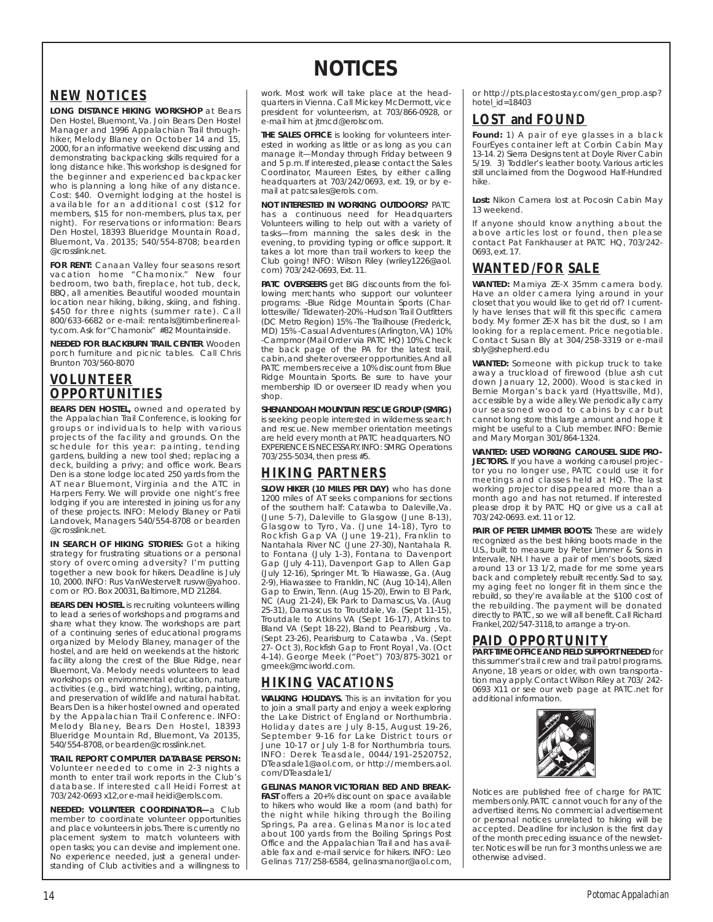# NOTICES

## NEW NOTICES

**LONG DISTANCE HIKING WORKSHOP** at Bears Den Hostel, Bluemont, Va. Join Bears Den Hostel Manager and 1996 Appalachian Trail throughhiker, Melody Blaney on October 14 and 15, 2000, for an informative weekend discussing and demonstrating backpacking skills required for a long distance hike. This workshop is designed for the beginner and experienced backpacker who is planning a long hike of any distance. Cost: $40. Overnight lodging at the hostel is available for an additional cost ($12 for members, $15 for non-members, plus tax, per night). For reservations or information: Bears Den Hostel, 18393 Blueridge Mountain Road, Bluemont, Va. 20135; 540/554-8708; bearden @crosslink.net.

**FOR RENT:** Canaan Valley four seasons resort vacation home "Chamonix." New four bedroom, two bath, fireplace, hot tub, deck, BBQ, all amenities. Beautiful wooded mountain location near hiking, biking, skiing, and fishing. $450 for three nights (summer rate). Call 800/633-6682 or e-mail: rentals@timberlinerealty.com. Ask for "Chamonix" #82 Mountainside.

**NEEDED FOR BLACKBURN TRAIL CENTER.** Wooden porch furniture and picnic tables. Call Chris Brunton 703/560-8070

## VOLUNTEER OPPORTUNITIES

**BEARS DEN HOSTEL,** owned and operated by the Appalachian Trail Conference, is looking for groups or individuals to help with various projects of the facility and grounds. On the schedule for this year: painting, tending gardens, building a new tool shed; replacing a deck, building a privy; and office work. Bears Den is a stone lodge located 250 yards from the AT near Bluemont, Virginia and the ATC in Harpers Ferry. We will provide one night's free lodging if you are interested in joining us for any of these projects. INFO: Melody Blaney or Patii Landovek, Managers 540/554-8708 or bearden @crosslink.net.

**IN SEARCH OF HIKING STORIES:** Got a hiking strategy for frustrating situations or a personal story of overcoming adversity? I'm putting together a new book for hikers. Deadline is July 10, 2000. INFO: Rus VanWestervelt rusvw@yahoo. com or P.O. Box 20031, Baltimore, MD 21284.

**BEARS DEN HOSTEL** is recruiting volunteers willing to lead a series of workshops and programs and share what they know. The workshops are part of a continuing series of educational programs organized by Melody Blaney, manager of the hostel, and are held on weekends at the historic facility along the crest of the Blue Ridge, near Bluemont, Va. Melody needs volunteers to lead workshops on environmental education, nature activities (e.g., bird watching), writing, painting, and preservation of wildlife and natural habitat. Bears Den is a hiker hostel owned and operated by the Appalachian Trail Conference. INFO: Melody Blaney, Bears Den Hostel, 18393 Blueridge Mountain Rd, Bluemont, Va 20135, 540/554-8708, or bearden@crosslink.net.

**TRAIL REPORT COMPUTER DATABASE PERSON:** Volunteer needed to come in 2-3 nights a month to enter trail work reports in the Club's database. If interested call Heidi Forrest at 703/242-0693 x12,or e-mail heidi@erols.com.

**NEEDED: VOLUNTEER COORDINATOR—**a Club member to coordinate volunteer opportunities and place volunteers in jobs. There is currently no placement system to match volunteers with open tasks; you can devise and implement one. No experience needed, just a general understanding of Club activities and a willingness to work. Most work will take place at the headquarters in Vienna. Call Mickey McDermott, vice president for volunteerism, at 703/866-0928, or e-mail him at jtmcd@erolscom.

**THE SALES OFFICE** is looking for volunteers interested in working as little or as long as you can manage it—Monday through Friday between 9 and 5 p.m. If interested, please contact the Sales Coordinator, Maureen Estes, by either calling headquarters at 703/242/0693, ext. 19, or by e-mail at patcsales@erols. com.

**NOT INTERESTED IN WORKING OUTDOORS?** PATC has a continuous need for Headquarters Volunteers willing to help out with a variety of tasks—from manning the sales desk in the evening, to providing typing or office support. It takes a lot more than trail workers to keep the Club going! INFO: Wilson Riley (wriley1226@aol. com) 703/242-0693, Ext. 11.

**PATC OVERSEERS** get BIG discounts from the following merchants who support our volunteer programs: -Blue Ridge Mountain Sports (Charlottesville/ Tidewater)-20% -Hudson Trail Outfitters (DC Metro Region) 15% -The Trailhouse (Frederick, MD) 15% -Casual Adventures (Arlington, VA) 10% -Campmor (Mail Order via PATC HQ) 10%. Check the back page of the PA for the latest trail, cabin, and shelter overseer opportunities. And all PATC members receive a 10% discount from Blue Ridge Mountain Sports. Be sure to have your membership ID or overseer ID ready when you shop.

**SHENANDOAH MOUNTAIN RESCUE GROUP (SMRG)** is seeking people interested in wilderness search and rescue. New member orientation meetings are held every month at PATC headquarters. NO EXPERIENCE IS NECESSARY. INFO: SMRG Operations 703/255-5034, then press #5.

## HIKING PARTNERS

**SLOW HIKER (10 MILES PER DAY)** who has done 1200 miles of AT seeks companions for sections of the southern half: Catawba to Daleville,Va. (June 5-7), Daleville to Glasgow (June 8-13), Glasgow to Tyro, Va. (June 14-18), Tyro to Rockfish Gap VA (June 19-21), Franklin to Nantahala River NC (June 27-30), Nantahala R. to Fontana (July 1-3), Fontana to Davenport Gap (July 4-11), Davenport Gap to Allen Gap (July 12-16), Springer Mt. To Hiawasse, Ga. (Aug 2-9), Hiawassee to Franklin, NC (Aug 10-14), Allen Gap to Erwin, Tenn. (Aug 15-20), Erwin to El Park, NC (Aug 21-24), Elk Park to Damascus, Va. (Aug 25-31), Damascus to Troutdale, Va. (Sept 11-15), Troutdale to Atkins VA (Sept 16-17), Atkins to Bland VA (Sept 18-22), Bland to Pearisburg , Va. (Sept 23-26), Pearisburg to Catawba , Va. (Sept 27- Oct 3), Rockfish Gap to Front Royal , Va. (Oct 4-14). George Meek ("Poet") 703/875-3021 or gmeek@mciworld.com.

## HIKING VACATIONS

**WALKING HOLIDAYS.** This is an invitation for you to join a small party and enjoy a week exploring the Lake District of England or Northumbria. Holiday dates are July 8-15, August 19-26, September 9-16 for Lake District tours or June 10-17 or July 1-8 for Northumbria tours. INFO: Derek Teasdale, 0044/191-2520752, DTeasdale1@aol.com, or http://members.aol. com/DTeasdale1/

**GELINAS MANOR VICTORIAN BED AND BREAKFAST** offers a 20+% discount on space available to hikers who would like a room (and bath) for the night while hiking through the Boiling Springs, Pa area. Gelinas Manor is located about 100 yards from the Boiling Springs Post Office and the Appalachian Trail and has available fax and e-mail service for hikers. INFO: Leo Gelinas 717/258-6584, gelinasmanor@aol.com, or http://pts.placestostay.com/gen_prop.asp?hotel_id=18403

## LOST and FOUND

**Found:** 1) A pair of eye glasses in a black FourEyes container left at Corbin Cabin May 13-14. 2) Sierra Designs tent at Doyle River Cabin 5/19. 3) Toddler's leather booty. Various articles still unclaimed from the Dogwood Half-Hundred hike.

**Lost:** Nikon Camera lost at Pocosin Cabin May 13 weekend.

If anyone should know anything about the above articles lost or found, then please contact Pat Fankhauser at PATC HQ, 703/242-0693, ext. 17.

## WANTED/FOR SALE

**WANTED:** Mamiya ZE-X 35mm camera body. Have an older camera lying around in your closet that you would like to get rid of? I currently have lenses that will fit this specific camera body. My former ZE-X has bit the dust, so I am looking for a replacement. Price negotiable. Contact Susan Bly at 304/258-3319 or e-mail sbly@shepherd.edu

**WANTED:** Someone with pickup truck to take away a truckload of firewood (blue ash cut down January 12, 2000). Wood is stacked in Bernie Morgan's back yard (Hyattsville, Md), accessible by a wide alley. We periodically carry our seasoned wood to cabins by car but cannot long store this large amount and hope it might be useful to a Club member. INFO: Bernie and Mary Morgan 301/864-1324.

**WANTED: USED WORKING CAROUSEL SLIDE PROJECTORS.** If you have a working carousel projector you no longer use, PATC could use it for meetings and classes held at HQ. The last working projector disappeared more than a month ago and has not returned. If interested please drop it by PATC HQ or give us a call at 703/242-0693. ext. 11 or 12.

**PAIR OF PETER LIMMER BOOTS:** These are widely recognized as the best hiking boots made in the U.S., built to measure by Peter Limmer & Sons in Intervale, NH. I have a pair of men's boots, sized around 13 or 13 1/2, made for me some years back and completely rebuilt recently. Sad to say, my aging feet no longer fit in them since the rebuild, so they're available at the $100 cost of the rebuilding. The payment will be donated directly to PATC, so we will all benefit. Call Richard Frankel, 202/547-3118, to arrange a try-on.

## PAID OPPORTUNITY

**PART-TIME OFFICE AND FIELD SUPPORT NEEDED** for this summer's trail crew and trail patrol programs. Anyone, 18 years or older, with own transportation may apply. Contact Wilson Riley at 703/ 242-0693 X11 or see our web page at PATC.net for additional information.

Notices are published free of charge for PATC members only. PATC cannot vouch for any of the advertised items. No commercial advertisement or personal notices unrelated to hiking will be accepted. Deadline for inclusion is the first day of the month preceding issuance of the newsletter. Notices will be run for 3 months unless we are otherwise advised.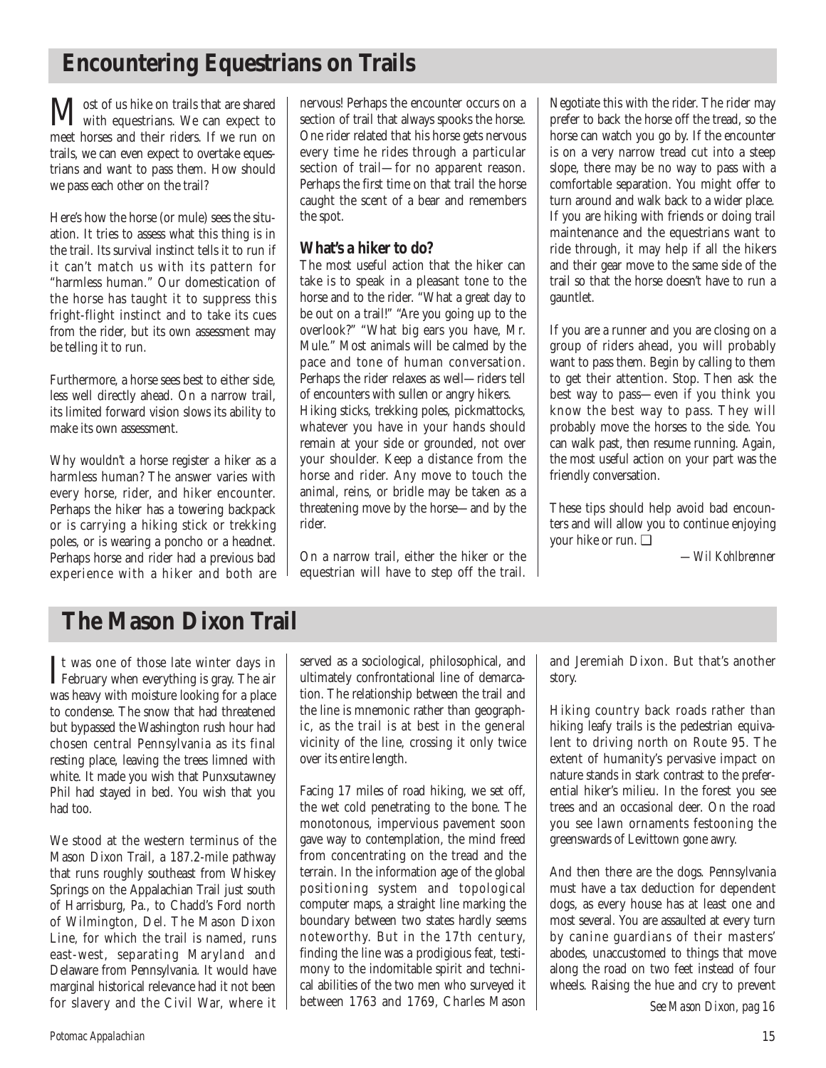## Encountering Equestrians on Trails

Most of us hike on trails that are shared with equestrians. We can expect to meet horses and their riders. If we run on trails, we can even expect to overtake equestrians and want to pass them. How should we pass each other on the trail?

Here's how the horse (or mule) sees the situation. It tries to assess what this thing is in the trail. Its survival instinct tells it to run if it can't match us with its pattern for "harmless human." Our domestication of the horse has taught it to suppress this fright-flight instinct and to take its cues from the rider, but its own assessment may be telling it to run.

Furthermore, a horse sees best to either side, less well directly ahead. On a narrow trail, its limited forward vision slows its ability to make its own assessment.

Why wouldn't a horse register a hiker as a harmless human? The answer varies with every horse, rider, and hiker encounter. Perhaps the hiker has a towering backpack or is carrying a hiking stick or trekking poles, or is wearing a poncho or a headnet. Perhaps horse and rider had a previous bad experience with a hiker and both are nervous! Perhaps the encounter occurs on a section of trail that always spooks the horse. One rider related that his horse gets nervous every time he rides through a particular section of trail—for no apparent reason. Perhaps the first time on that trail the horse caught the scent of a bear and remembers the spot.

### What's a hiker to do?

The most useful action that the hiker can take is to speak in a pleasant tone to the horse and to the rider. "What a great day to be out on a trail!" "Are you going up to the overlook?" "What big ears you have, Mr. Mule." Most animals will be calmed by the pace and tone of human conversation. Perhaps the rider relaxes as well—riders tell of encounters with sullen or angry hikers.

Hiking sticks, trekking poles, pickmattocks, whatever you have in your hands should remain at your side or grounded, not over your shoulder. Keep a distance from the horse and rider. Any move to touch the animal, reins, or bridle may be taken as a threatening move by the horse—and by the rider.

On a narrow trail, either the hiker or the equestrian will have to step off the trail. Negotiate this with the rider. The rider may prefer to back the horse off the tread, so the horse can watch you go by. If the encounter is on a very narrow tread cut into a steep slope, there may be no way to pass with a comfortable separation. You might offer to turn around and walk back to a wider place. If you are hiking with friends or doing trail maintenance and the equestrians want to ride through, it may help if all the hikers and their gear move to the same side of the trail so that the horse doesn't have to run a gauntlet.

If you are a runner and you are closing on a group of riders ahead, you will probably want to pass them. Begin by calling to them to get their attention. Stop. Then ask the best way to pass—even if you think you know the best way to pass. They will probably move the horses to the side. You can walk past, then resume running. Again, the most useful action on your part was the friendly conversation.

These tips should help avoid bad encounters and will allow you to continue enjoying your hike or run. ❑

*—Wil Kohlbrenner*

## The Mason Dixon Trail

It was one of those late winter days in February when everything is gray. The air was heavy with moisture looking for a place to condense. The snow that had threatened but bypassed the Washington rush hour had chosen central Pennsylvania as its final resting place, leaving the trees limned with white. It made you wish that Punxsutawney Phil had stayed in bed. You wish that you had too.

We stood at the western terminus of the Mason Dixon Trail, a 187.2-mile pathway that runs roughly southeast from Whiskey Springs on the Appalachian Trail just south of Harrisburg, Pa., to Chadd's Ford north of Wilmington, Del. The Mason Dixon Line, for which the trail is named, runs east-west, separating Maryland and Delaware from Pennsylvania. It would have marginal historical relevance had it not been for slavery and the Civil War, where it served as a sociological, philosophical, and ultimately confrontational line of demarcation. The relationship between the trail and the line is mnemonic rather than geographic, as the trail is at best in the general vicinity of the line, crossing it only twice over its entire length.

Facing 17 miles of road hiking, we set off, the wet cold penetrating to the bone. The monotonous, impervious pavement soon gave way to contemplation, the mind freed from concentrating on the tread and the terrain. In the information age of the global positioning system and topological computer maps, a straight line marking the boundary between two states hardly seems noteworthy. But in the 17th century, finding the line was a prodigious feat, testimony to the indomitable spirit and technical abilities of the two men who surveyed it between 1763 and 1769, Charles Mason and Jeremiah Dixon. But that's another story.

Hiking country back roads rather than hiking leafy trails is the pedestrian equivalent to driving north on Route 95. The extent of humanity's pervasive impact on nature stands in stark contrast to the preferential hiker's milieu. In the forest you see trees and an occasional deer. On the road you see lawn ornaments festooning the greenswards of Levittown gone awry.

And then there are the dogs. Pennsylvania must have a tax deduction for dependent dogs, as every house has at least one and most several. You are assaulted at every turn by canine guardians of their masters' abodes, unaccustomed to things that move along the road on two feet instead of four wheels. Raising the hue and cry to prevent

*See Mason Dixon, pag 16*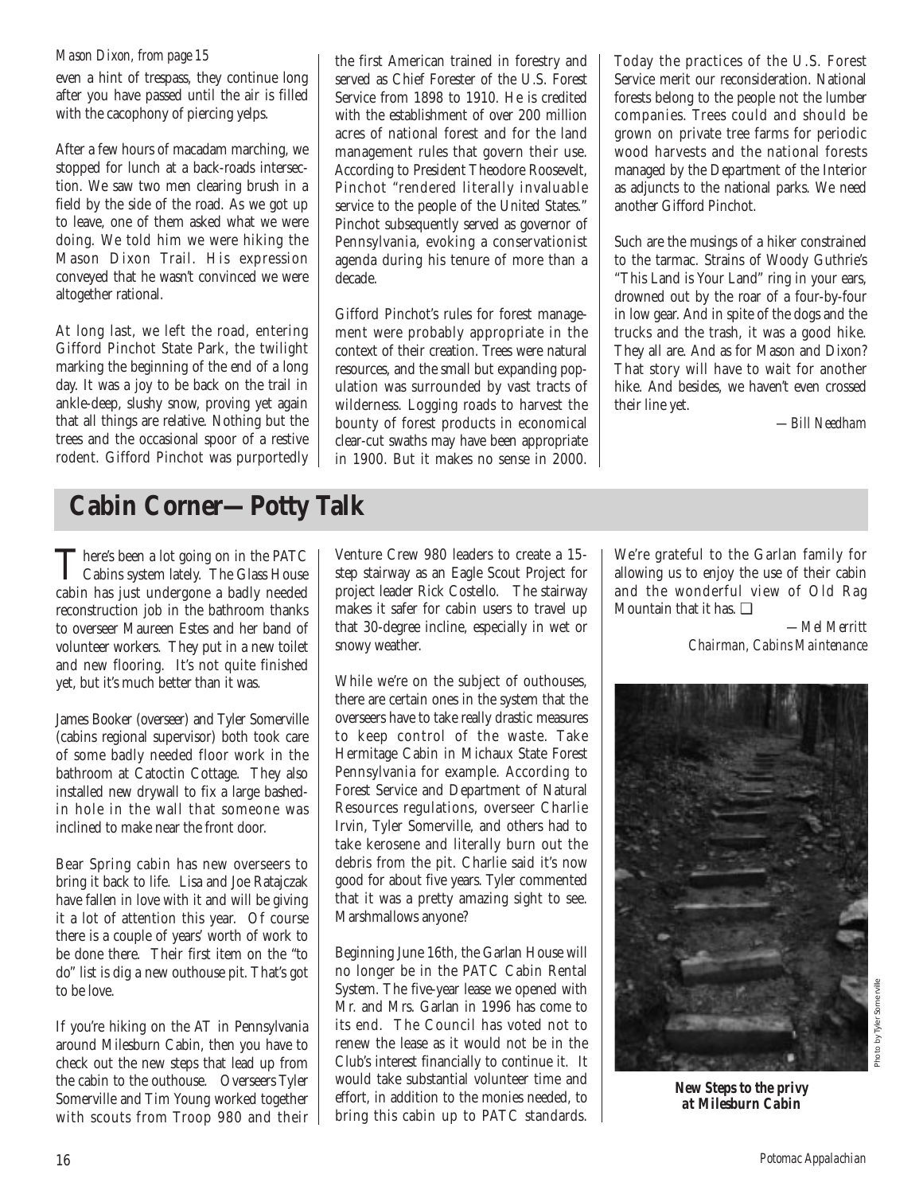*Mason Dixon, from page 15*

even a hint of trespass, they continue long after you have passed until the air is filled with the cacophony of piercing yelps.

After a few hours of macadam marching, we stopped for lunch at a back-roads intersection. We saw two men clearing brush in a field by the side of the road. As we got up to leave, one of them asked what we were doing. We told him we were hiking the Mason Dixon Trail. His expression conveyed that he wasn't convinced we were altogether rational.

At long last, we left the road, entering Gifford Pinchot State Park, the twilight marking the beginning of the end of a long day. It was a joy to be back on the trail in ankle-deep, slushy snow, proving yet again that all things are relative. Nothing but the trees and the occasional spoor of a restive rodent. Gifford Pinchot was purportedly the first American trained in forestry and served as Chief Forester of the U.S. Forest Service from 1898 to 1910. He is credited with the establishment of over 200 million acres of national forest and for the land management rules that govern their use. According to President Theodore Roosevelt, Pinchot "rendered literally invaluable service to the people of the United States." Pinchot subsequently served as governor of Pennsylvania, evoking a conservationist agenda during his tenure of more than a decade.

Gifford Pinchot's rules for forest management were probably appropriate in the context of their creation. Trees were natural resources, and the small but expanding population was surrounded by vast tracts of wilderness. Logging roads to harvest the bounty of forest products in economical clear-cut swaths may have been appropriate in 1900. But it makes no sense in 2000. Today the practices of the U.S. Forest Service merit our reconsideration. National forests belong to the people not the lumber companies. Trees could and should be grown on private tree farms for periodic wood harvests and the national forests managed by the Department of the Interior as adjuncts to the national parks. We need another Gifford Pinchot.

Such are the musings of a hiker constrained to the tarmac. Strains of Woody Guthrie's "This Land is Your Land" ring in your ears, drowned out by the roar of a four-by-four in low gear. And in spite of the dogs and the trucks and the trash, it was a good hike. They all are. And as for Mason and Dixon? That story will have to wait for another hike. And besides, we haven't even crossed their line yet.

*—Bill Needham*

## Cabin Corner—Potty Talk

There's been a lot going on in the PATC Cabins system lately. The Glass House cabin has just undergone a badly needed reconstruction job in the bathroom thanks to overseer Maureen Estes and her band of volunteer workers. They put in a new toilet and new flooring. It's not quite finished yet, but it's much better than it was.

James Booker (overseer) and Tyler Somerville (cabins regional supervisor) both took care of some badly needed floor work in the bathroom at Catoctin Cottage. They also installed new drywall to fix a large bashed-in hole in the wall that someone was inclined to make near the front door.

Bear Spring cabin has new overseers to bring it back to life. Lisa and Joe Ratajczak have fallen in love with it and will be giving it a lot of attention this year. Of course there is a couple of years' worth of work to be done there. Their first item on the "to do" list is dig a new outhouse pit. That's got to be love.

If you're hiking on the AT in Pennsylvania around Milesburn Cabin, then you have to check out the new steps that lead up from the cabin to the outhouse. Overseers Tyler Somerville and Tim Young worked together with scouts from Troop 980 and their Venture Crew 980 leaders to create a 15-step stairway as an Eagle Scout Project for project leader Rick Costello. The stairway makes it safer for cabin users to travel up that 30-degree incline, especially in wet or snowy weather.

While we're on the subject of outhouses, there are certain ones in the system that the overseers have to take really drastic measures to keep control of the waste. Take Hermitage Cabin in Michaux State Forest Pennsylvania for example. According to Forest Service and Department of Natural Resources regulations, overseer Charlie Irvin, Tyler Somerville, and others had to take kerosene and literally burn out the debris from the pit. Charlie said it's now good for about five years. Tyler commented that it was a pretty amazing sight to see. Marshmallows anyone?

Beginning June 16th, the Garlan House will no longer be in the PATC Cabin Rental System. The five-year lease we opened with Mr. and Mrs. Garlan in 1996 has come to its end. The Council has voted not to renew the lease as it would not be in the Club's interest financially to continue it. It would take substantial volunteer time and effort, in addition to the monies needed, to bring this cabin up to PATC standards. We're grateful to the Garlan family for allowing us to enjoy the use of their cabin and the wonderful view of Old Rag Mountain that it has. ❑

*—Mel Merritt*
*Chairman, Cabins Maintenance*

Photo by Tyler Somerville

***New Steps to the privy at Milesburn Cabin***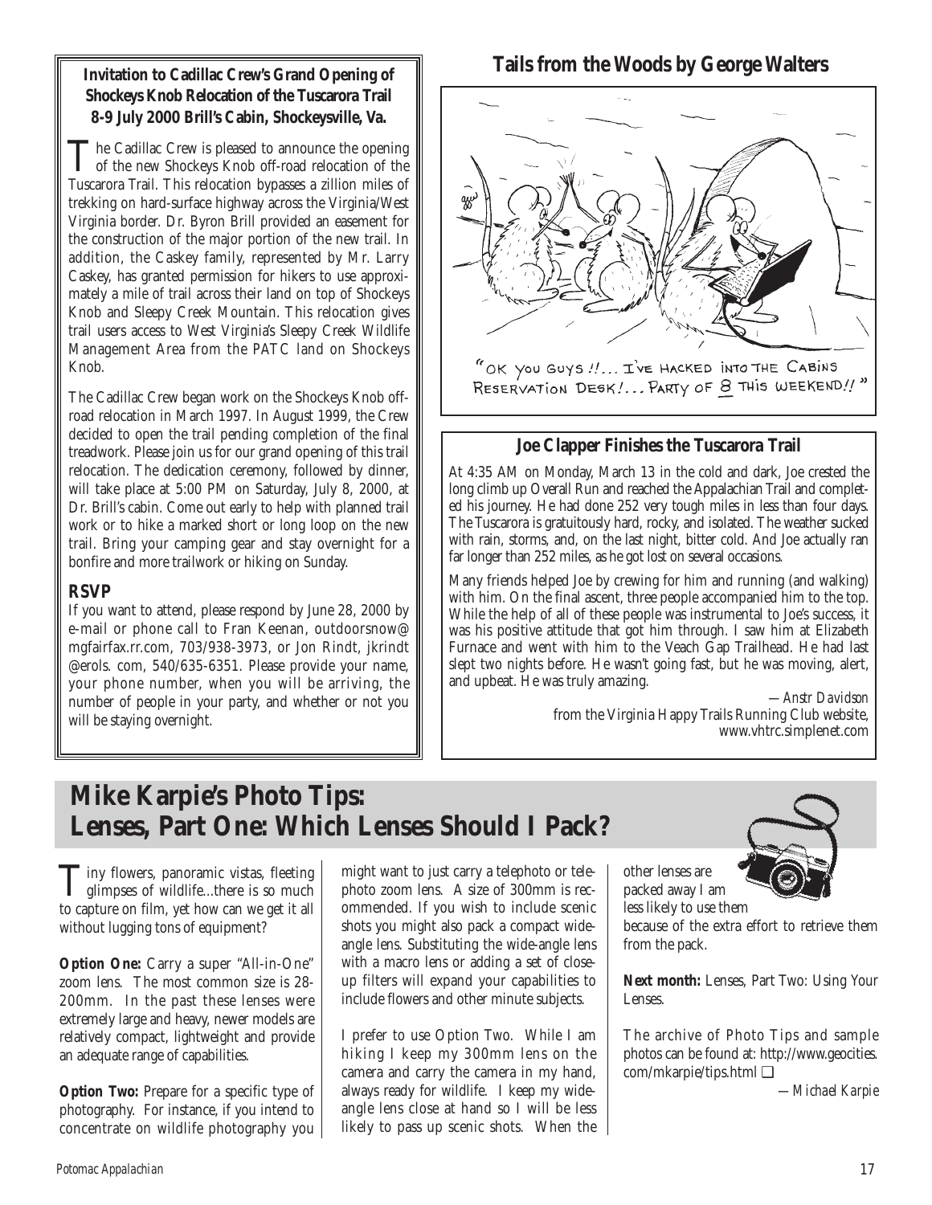### Invitation to Cadillac Crew's Grand Opening of Shockeys Knob Relocation of the Tuscarora Trail 8-9 July 2000 Brill's Cabin, Shockeysville, Va.

The Cadillac Crew is pleased to announce the opening of the new Shockeys Knob off-road relocation of the Tuscarora Trail. This relocation bypasses a zillion miles of trekking on hard-surface highway across the Virginia/West Virginia border. Dr. Byron Brill provided an easement for the construction of the major portion of the new trail. In addition, the Caskey family, represented by Mr. Larry Caskey, has granted permission for hikers to use approximately a mile of trail across their land on top of Shockeys Knob and Sleepy Creek Mountain. This relocation gives trail users access to West Virginia's Sleepy Creek Wildlife Management Area from the PATC land on Shockeys Knob.

The Cadillac Crew began work on the Shockeys Knob off-road relocation in March 1997. In August 1999, the Crew decided to open the trail pending completion of the final treadwork. Please join us for our grand opening of this trail relocation. The dedication ceremony, followed by dinner, will take place at 5:00 PM on Saturday, July 8, 2000, at Dr. Brill's cabin. Come out early to help with planned trail work or to hike a marked short or long loop on the new trail. Bring your camping gear and stay overnight for a bonfire and more trailwork or hiking on Sunday.

#### RSVP

If you want to attend, please respond by June 28, 2000 by e-mail or phone call to Fran Keenan, outdoorsnow@mgfairfax.rr.com, 703/938-3973, or Jon Rindt, jkrindt@erols. com, 540/635-6351. Please provide your name, your phone number, when you will be arriving, the number of people in your party, and whether or not you will be staying overnight.

### Tails from the Woods by George Walters

"OK YOU GUYS !!... I'VE HACKED INTO THE CABINS RESERVATION DESK!... PARTY OF 8 THIS WEEKEND!!"

### Joe Clapper Finishes the Tuscarora Trail

At 4:35 AM on Monday, March 13 in the cold and dark, Joe crested the long climb up Overall Run and reached the Appalachian Trail and completed his journey. He had done 252 very tough miles in less than four days. The Tuscarora is gratuitously hard, rocky, and isolated. The weather sucked with rain, storms, and, on the last night, bitter cold. And Joe actually ran far longer than 252 miles, as he got lost on several occasions.

Many friends helped Joe by crewing for him and running (and walking) with him. On the final ascent, three people accompanied him to the top. While the help of all of these people was instrumental to Joe's success, it was his positive attitude that got him through. I saw him at Elizabeth Furnace and went with him to the Veach Gap Trailhead. He had last slept two nights before. He wasn't going fast, but he was moving, alert, and upbeat. He was truly amazing.

*—Anstr Davidson*
from the Virginia Happy Trails Running Club website, www.vhtrc.simplenet.com

## Mike Karpie's Photo Tips: Lenses, Part One: Which Lenses Should I Pack?

Tiny flowers, panoramic vistas, fleeting glimpses of wildlife...there is so much to capture on film, yet how can we get it all without lugging tons of equipment?

**Option One:** Carry a super "All-in-One" zoom lens. The most common size is 28-200mm. In the past these lenses were extremely large and heavy, newer models are relatively compact, lightweight and provide an adequate range of capabilities.

**Option Two:** Prepare for a specific type of photography. For instance, if you intend to concentrate on wildlife photography you might want to just carry a telephoto or telephoto zoom lens. A size of 300mm is recommended. If you wish to include scenic shots you might also pack a compact wide-angle lens. Substituting the wide-angle lens with a macro lens or adding a set of close-up filters will expand your capabilities to include flowers and other minute subjects.

I prefer to use Option Two. While I am hiking I keep my 300mm lens on the camera and carry the camera in my hand, always ready for wildlife. I keep my wide-angle lens close at hand so I will be less likely to pass up scenic shots. When the other lenses are packed away I am less likely to use them because of the extra effort to retrieve them from the pack.

**Next month:** Lenses, Part Two: Using Your Lenses.

The archive of Photo Tips and sample photos can be found at: http://www.geocities.com/mkarpie/tips.html ❑

*—Michael Karpie*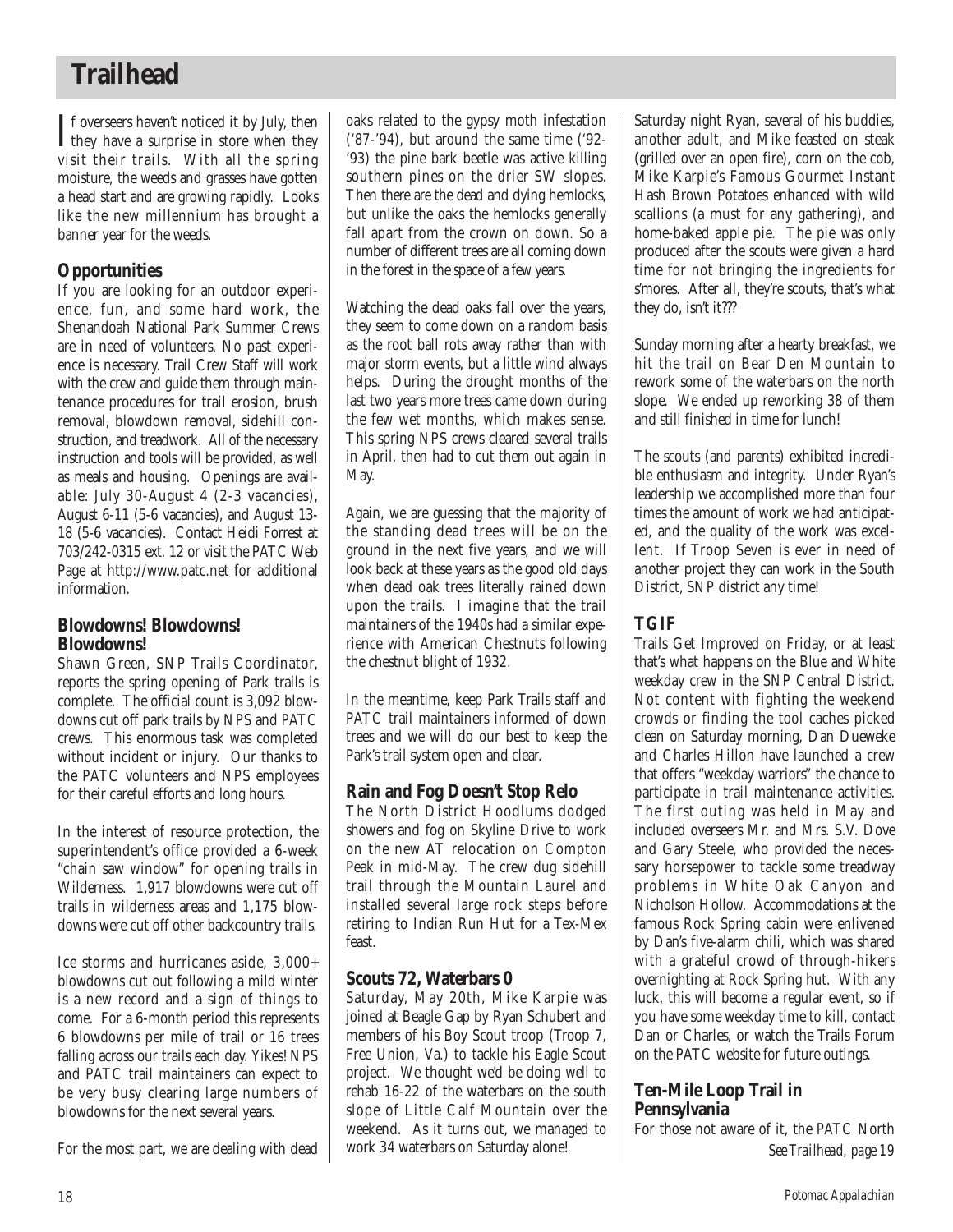# Trailhead

If overseers haven't noticed it by July, then they have a surprise in store when they visit their trails. With all the spring moisture, the weeds and grasses have gotten a head start and are growing rapidly. Looks like the new millennium has brought a banner year for the weeds.

## Opportunities

If you are looking for an outdoor experience, fun, and some hard work, the Shenandoah National Park Summer Crews are in need of volunteers. No past experience is necessary. Trail Crew Staff will work with the crew and guide them through maintenance procedures for trail erosion, brush removal, blowdown removal, sidehill construction, and treadwork. All of the necessary instruction and tools will be provided, as well as meals and housing. Openings are available: July 30-August 4 (2-3 vacancies), August 6-11 (5-6 vacancies), and August 13-18 (5-6 vacancies). Contact Heidi Forrest at 703/242-0315 ext. 12 or visit the PATC Web Page at http://www.patc.net for additional information.

## Blowdowns! Blowdowns! Blowdowns!

Shawn Green, SNP Trails Coordinator, reports the spring opening of Park trails is complete. The official count is 3,092 blowdowns cut off park trails by NPS and PATC crews. This enormous task was completed without incident or injury. Our thanks to the PATC volunteers and NPS employees for their careful efforts and long hours.

In the interest of resource protection, the superintendent's office provided a 6-week "chain saw window" for opening trails in Wilderness. 1,917 blowdowns were cut off trails in wilderness areas and 1,175 blowdowns were cut off other backcountry trails.

Ice storms and hurricanes aside, 3,000+ blowdowns cut out following a mild winter is a new record and a sign of things to come. For a 6-month period this represents 6 blowdowns per mile of trail or 16 trees falling across our trails each day. Yikes! NPS and PATC trail maintainers can expect to be very busy clearing large numbers of blowdowns for the next several years.

For the most part, we are dealing with dead oaks related to the gypsy moth infestation ('87-'94), but around the same time ('92-'93) the pine bark beetle was active killing southern pines on the drier SW slopes. Then there are the dead and dying hemlocks, but unlike the oaks the hemlocks generally fall apart from the crown on down. So a number of different trees are all coming down in the forest in the space of a few years.

Watching the dead oaks fall over the years, they seem to come down on a random basis as the root ball rots away rather than with major storm events, but a little wind always helps. During the drought months of the last two years more trees came down during the few wet months, which makes sense. This spring NPS crews cleared several trails in April, then had to cut them out again in May.

Again, we are guessing that the majority of the standing dead trees will be on the ground in the next five years, and we will look back at these years as the good old days when dead oak trees literally rained down upon the trails. I imagine that the trail maintainers of the 1940s had a similar experience with American Chestnuts following the chestnut blight of 1932.

In the meantime, keep Park Trails staff and PATC trail maintainers informed of down trees and we will do our best to keep the Park's trail system open and clear.

## Rain and Fog Doesn't Stop Relo

The North District Hoodlums dodged showers and fog on Skyline Drive to work on the new AT relocation on Compton Peak in mid-May. The crew dug sidehill trail through the Mountain Laurel and installed several large rock steps before retiring to Indian Run Hut for a Tex-Mex feast.

## Scouts 72, Waterbars 0

Saturday, May 20th, Mike Karpie was joined at Beagle Gap by Ryan Schubert and members of his Boy Scout troop (Troop 7, Free Union, Va.) to tackle his Eagle Scout project. We thought we'd be doing well to rehab 16-22 of the waterbars on the south slope of Little Calf Mountain over the weekend. As it turns out, we managed to work 34 waterbars on Saturday alone!

Saturday night Ryan, several of his buddies, another adult, and Mike feasted on steak (grilled over an open fire), corn on the cob, Mike Karpie's Famous Gourmet Instant Hash Brown Potatoes enhanced with wild scallions (a must for any gathering), and home-baked apple pie. The pie was only produced after the scouts were given a hard time for not bringing the ingredients for s'mores. After all, they're scouts, that's what they do, isn't it???

Sunday morning after a hearty breakfast, we hit the trail on Bear Den Mountain to rework some of the waterbars on the north slope. We ended up reworking 38 of them and still finished in time for lunch!

The scouts (and parents) exhibited incredible enthusiasm and integrity. Under Ryan's leadership we accomplished more than four times the amount of work we had anticipated, and the quality of the work was excellent. If Troop Seven is ever in need of another project they can work in the South District, SNP district any time!

## TGIF

Trails Get Improved on Friday, or at least that's what happens on the Blue and White weekday crew in the SNP Central District. Not content with fighting the weekend crowds or finding the tool caches picked clean on Saturday morning, Dan Dueweke and Charles Hillon have launched a crew that offers "weekday warriors" the chance to participate in trail maintenance activities. The first outing was held in May and included overseers Mr. and Mrs. S.V. Dove and Gary Steele, who provided the necessary horsepower to tackle some treadway problems in White Oak Canyon and Nicholson Hollow. Accommodations at the famous Rock Spring cabin were enlivened by Dan's five-alarm chili, which was shared with a grateful crowd of through-hikers overnighting at Rock Spring hut. With any luck, this will become a regular event, so if you have some weekday time to kill, contact Dan or Charles, or watch the Trails Forum on the PATC website for future outings.

## Ten-Mile Loop Trail in Pennsylvania

For those not aware of it, the PATC North

*See Trailhead, page 19*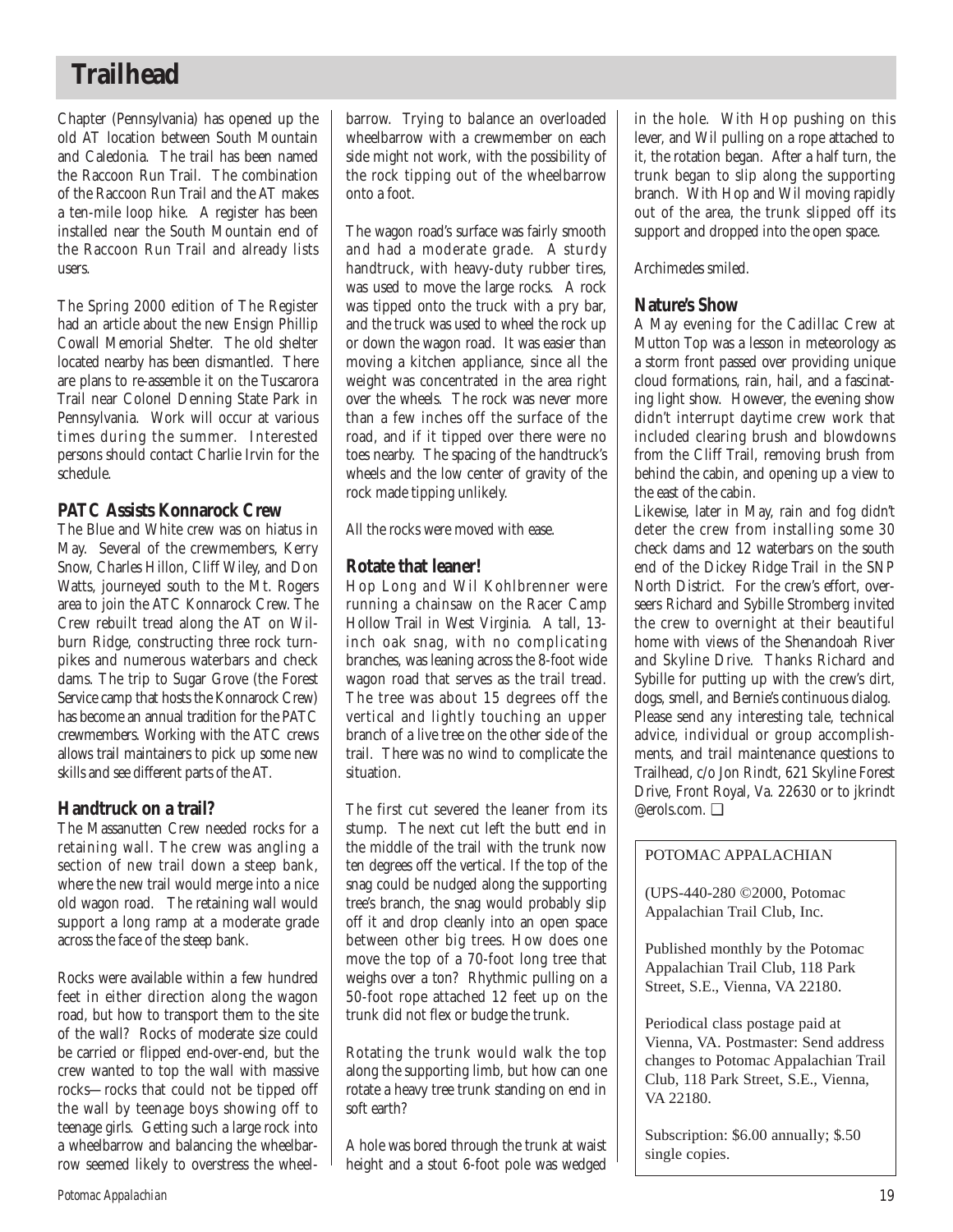# Trailhead

Chapter (Pennsylvania) has opened up the old AT location between South Mountain and Caledonia. The trail has been named the Raccoon Run Trail. The combination of the Raccoon Run Trail and the AT makes a ten-mile loop hike. A register has been installed near the South Mountain end of the Raccoon Run Trail and already lists users.

The Spring 2000 edition of The Register had an article about the new Ensign Phillip Cowall Memorial Shelter. The old shelter located nearby has been dismantled. There are plans to re-assemble it on the Tuscarora Trail near Colonel Denning State Park in Pennsylvania. Work will occur at various times during the summer. Interested persons should contact Charlie Irvin for the schedule.

## PATC Assists Konnarock Crew

The Blue and White crew was on hiatus in May. Several of the crewmembers, Kerry Snow, Charles Hillon, Cliff Wiley, and Don Watts, journeyed south to the Mt. Rogers area to join the ATC Konnarock Crew. The Crew rebuilt tread along the AT on Wilburn Ridge, constructing three rock turnpikes and numerous waterbars and check dams. The trip to Sugar Grove (the Forest Service camp that hosts the Konnarock Crew) has become an annual tradition for the PATC crewmembers. Working with the ATC crews allows trail maintainers to pick up some new skills and see different parts of the AT.

## Handtruck on a trail?

The Massanutten Crew needed rocks for a retaining wall. The crew was angling a section of new trail down a steep bank, where the new trail would merge into a nice old wagon road. The retaining wall would support a long ramp at a moderate grade across the face of the steep bank.

Rocks were available within a few hundred feet in either direction along the wagon road, but how to transport them to the site of the wall? Rocks of moderate size could be carried or flipped end-over-end, but the crew wanted to top the wall with massive rocks—rocks that could not be tipped off the wall by teenage boys showing off to teenage girls. Getting such a large rock into a wheelbarrow and balancing the wheelbarrow seemed likely to overstress the wheelbarrow. Trying to balance an overloaded wheelbarrow with a crewmember on each side might not work, with the possibility of the rock tipping out of the wheelbarrow onto a foot.

The wagon road's surface was fairly smooth and had a moderate grade. A sturdy handtruck, with heavy-duty rubber tires, was used to move the large rocks. A rock was tipped onto the truck with a pry bar, and the truck was used to wheel the rock up or down the wagon road. It was easier than moving a kitchen appliance, since all the weight was concentrated in the area right over the wheels. The rock was never more than a few inches off the surface of the road, and if it tipped over there were no toes nearby. The spacing of the handtruck's wheels and the low center of gravity of the rock made tipping unlikely.

All the rocks were moved with ease.

## Rotate that leaner!

Hop Long and Wil Kohlbrenner were running a chainsaw on the Racer Camp Hollow Trail in West Virginia. A tall, 13-inch oak snag, with no complicating branches, was leaning across the 8-foot wide wagon road that serves as the trail tread. The tree was about 15 degrees off the vertical and lightly touching an upper branch of a live tree on the other side of the trail. There was no wind to complicate the situation.

The first cut severed the leaner from its stump. The next cut left the butt end in the middle of the trail with the trunk now ten degrees off the vertical. If the top of the snag could be nudged along the supporting tree's branch, the snag would probably slip off it and drop cleanly into an open space between other big trees. How does one move the top of a 70-foot long tree that weighs over a ton? Rhythmic pulling on a 50-foot rope attached 12 feet up on the trunk did not flex or budge the trunk.

Rotating the trunk would walk the top along the supporting limb, but how can one rotate a heavy tree trunk standing on end in soft earth?

A hole was bored through the trunk at waist height and a stout 6-foot pole was wedged in the hole. With Hop pushing on this lever, and Wil pulling on a rope attached to it, the rotation began. After a half turn, the trunk began to slip along the supporting branch. With Hop and Wil moving rapidly out of the area, the trunk slipped off its support and dropped into the open space.

*Archimedes smiled.*

## Nature's Show

A May evening for the Cadillac Crew at Mutton Top was a lesson in meteorology as a storm front passed over providing unique cloud formations, rain, hail, and a fascinating light show. However, the evening show didn't interrupt daytime crew work that included clearing brush and blowdowns from the Cliff Trail, removing brush from behind the cabin, and opening up a view to the east of the cabin.

Likewise, later in May, rain and fog didn't deter the crew from installing some 30 check dams and 12 waterbars on the south end of the Dickey Ridge Trail in the SNP North District. For the crew's effort, overseers Richard and Sybille Stromberg invited the crew to overnight at their beautiful home with views of the Shenandoah River and Skyline Drive. Thanks Richard and Sybille for putting up with the crew's dirt, dogs, smell, and Bernie's continuous dialog.

Please send any interesting tale, technical advice, individual or group accomplishments, and trail maintenance questions to Trailhead, c/o Jon Rindt, 621 Skyline Forest Drive, Front Royal, Va. 22630 or to jkrindt @erols.com. ❑

---

POTOMAC APPALACHIAN

(UPS-440-280 ©2000, Potomac Appalachian Trail Club, Inc.

Published monthly by the Potomac Appalachian Trail Club, 118 Park Street, S.E., Vienna, VA 22180.

Periodical class postage paid at Vienna, VA. Postmaster: Send address changes to Potomac Appalachian Trail Club, 118 Park Street, S.E., Vienna, VA 22180.

Subscription: $6.00 annually; $.50 single copies.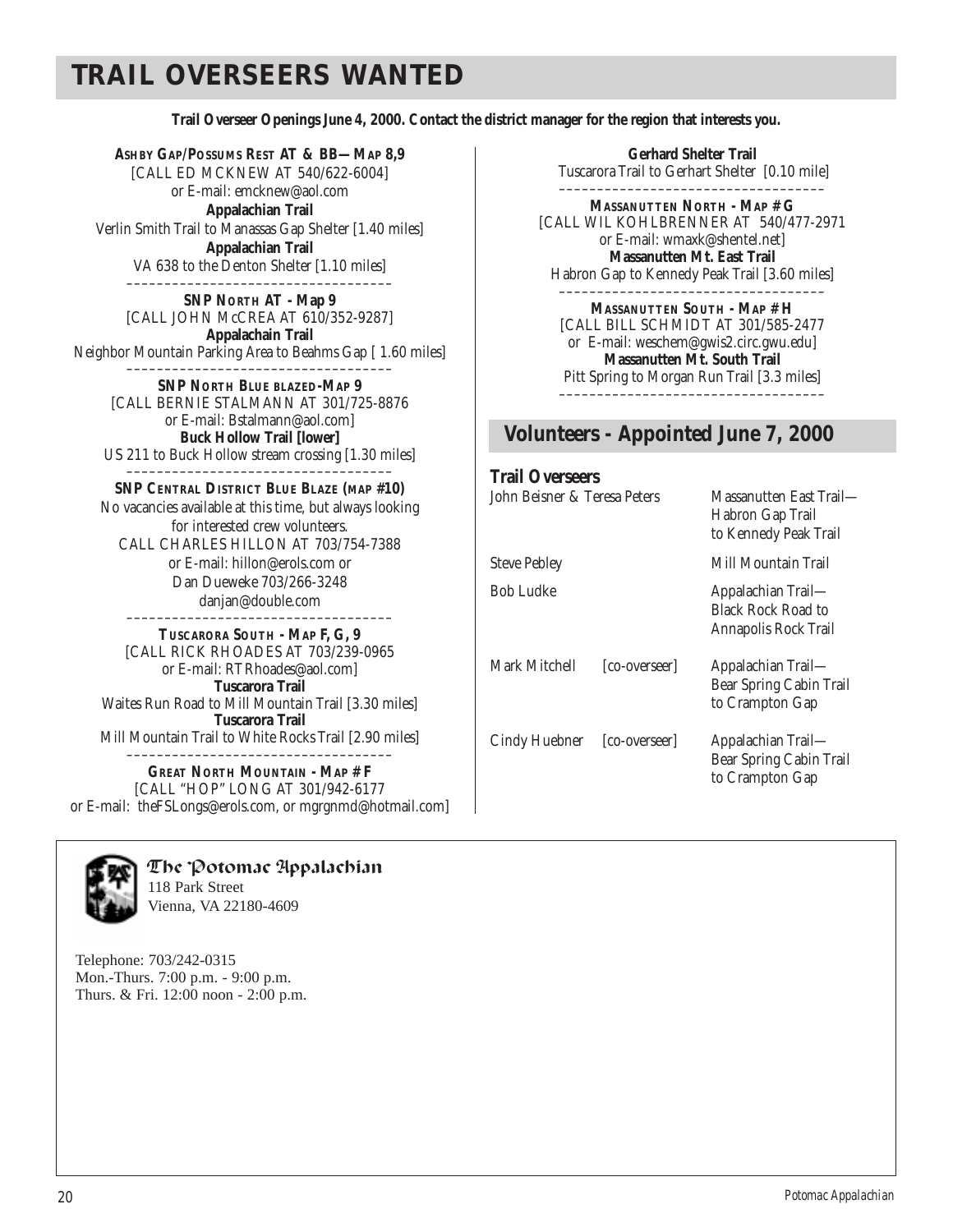# TRAIL OVERSEERS WANTED

**Trail Overseer Openings June 4, 2000. Contact the district manager for the region that interests you.**

**ASHBY GAP/POSSUMS REST AT & BB—MAP 8,9**
[CALL ED MCKNEW AT 540/622-6004]
or E-mail: emcknew@aol.com
**Appalachian Trail**
Verlin Smith Trail to Manassas Gap Shelter [1.40 miles]
**Appalachian Trail**
VA 638 to the Denton Shelter [1.10 miles]

---

**SNP NORTH AT - Map 9**
[CALL JOHN McCREA AT 610/352-9287]
**Appalachain Trail**
Neighbor Mountain Parking Area to Beahms Gap [ 1.60 miles]

---

**SNP NORTH BLUE BLAZED-MAP 9**
[CALL BERNIE STALMANN AT 301/725-8876
or E-mail: Bstalmann@aol.com]
**Buck Hollow Trail [lower]**
US 211 to Buck Hollow stream crossing [1.30 miles]

---

**SNP CENTRAL DISTRICT BLUE BLAZE (MAP #10)**
No vacancies available at this time, but always looking for interested crew volunteers.
CALL CHARLES HILLON AT 703/754-7388
or E-mail: hillon@erols.com or
Dan Dueweke 703/266-3248
danjan@double.com

---

**TUSCARORA SOUTH - MAP F, G, 9**
[CALL RICK RHOADES AT 703/239-0965
or E-mail: RTRhoades@aol.com]
**Tuscarora Trail**
Waites Run Road to Mill Mountain Trail [3.30 miles]
**Tuscarora Trail**
Mill Mountain Trail to White Rocks Trail [2.90 miles]

---

**GREAT NORTH MOUNTAIN - MAP # F**
[CALL "HOP" LONG AT 301/942-6177
or E-mail: theFSLongs@erols.com, or mgrgnmd@hotmail.com]

**Gerhard Shelter Trail**
Tuscarora Trail to Gerhart Shelter [0.10 mile]

---

**MASSANUTTEN NORTH - MAP # G**
[CALL WIL KOHLBRENNER AT 540/477-2971
or E-mail: wmaxk@shentel.net]
**Massanutten Mt. East Trail**
Habron Gap to Kennedy Peak Trail [3.60 miles]

---

**MASSANUTTEN SOUTH - MAP # H**
[CALL BILL SCHMIDT AT 301/585-2477
or E-mail: weschem@gwis2.circ.gwu.edu]
**Massanutten Mt. South Trail**
Pitt Spring to Morgan Run Trail [3.3 miles]

---

## Volunteers - Appointed June 7, 2000

### Trail Overseers

| | | |
|---|---|---|
| John Beisner & Teresa Peters | | Massanutten East Trail—Habron Gap Trail to Kennedy Peak Trail |
| Steve Pebley | | Mill Mountain Trail |
| Bob Ludke | | Appalachian Trail—Black Rock Road to Annapolis Rock Trail |
| Mark Mitchell | [co-overseer] | Appalachian Trail—Bear Spring Cabin Trail to Crampton Gap |
| Cindy Huebner | [co-overseer] | Appalachian Trail—Bear Spring Cabin Trail to Crampton Gap |

The Potomac Appalachian
118 Park Street
Vienna, VA 22180-4609

Telephone: 703/242-0315
Mon.-Thurs. 7:00 p.m. - 9:00 p.m.
Thurs. & Fri. 12:00 noon - 2:00 p.m.